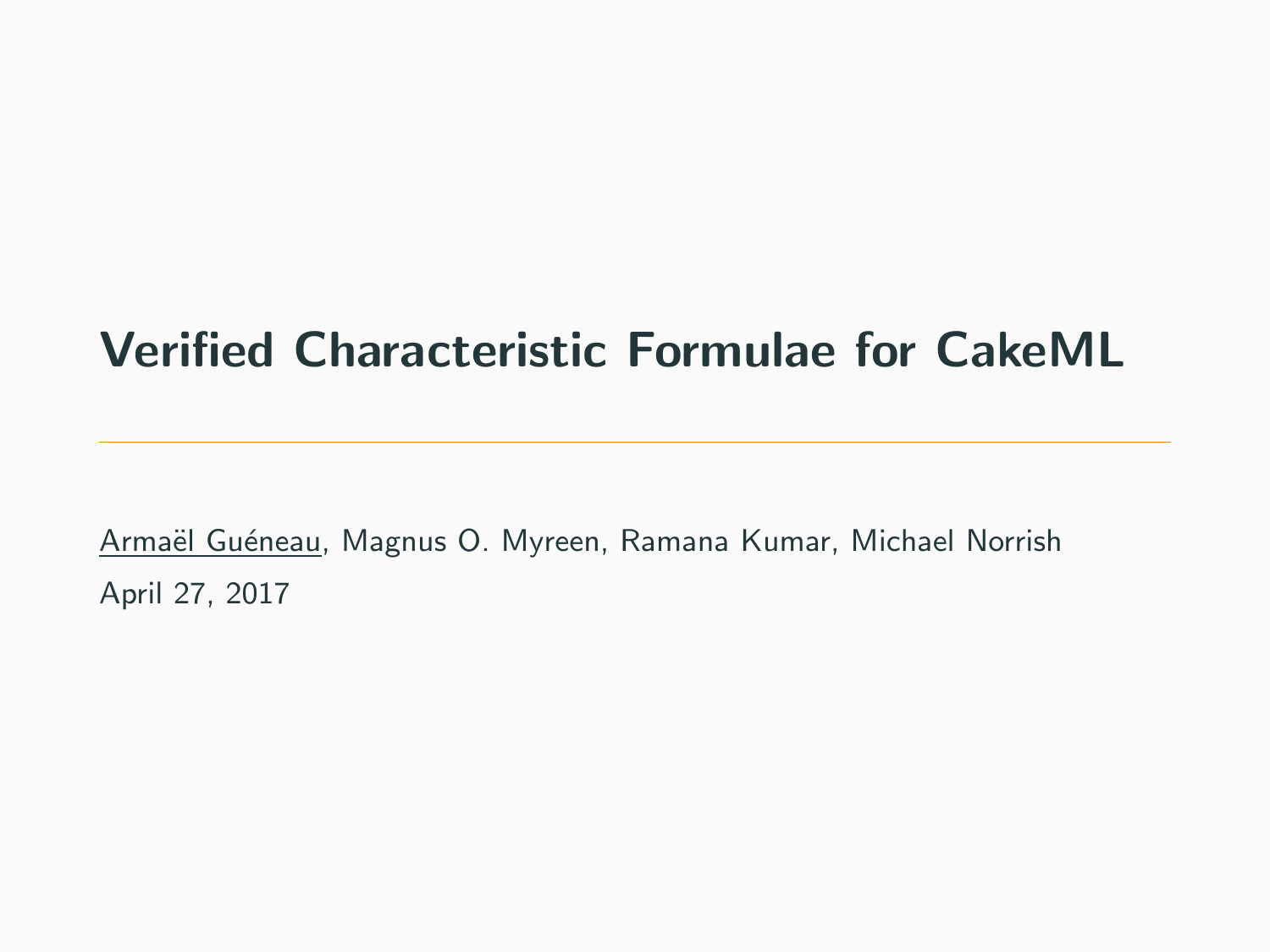# Verified Characteristic Formulae for CakeML

Armaël Guéneau, Magnus O. Myreen, Ramana Kumar, Michael Norrish

April 27, 2017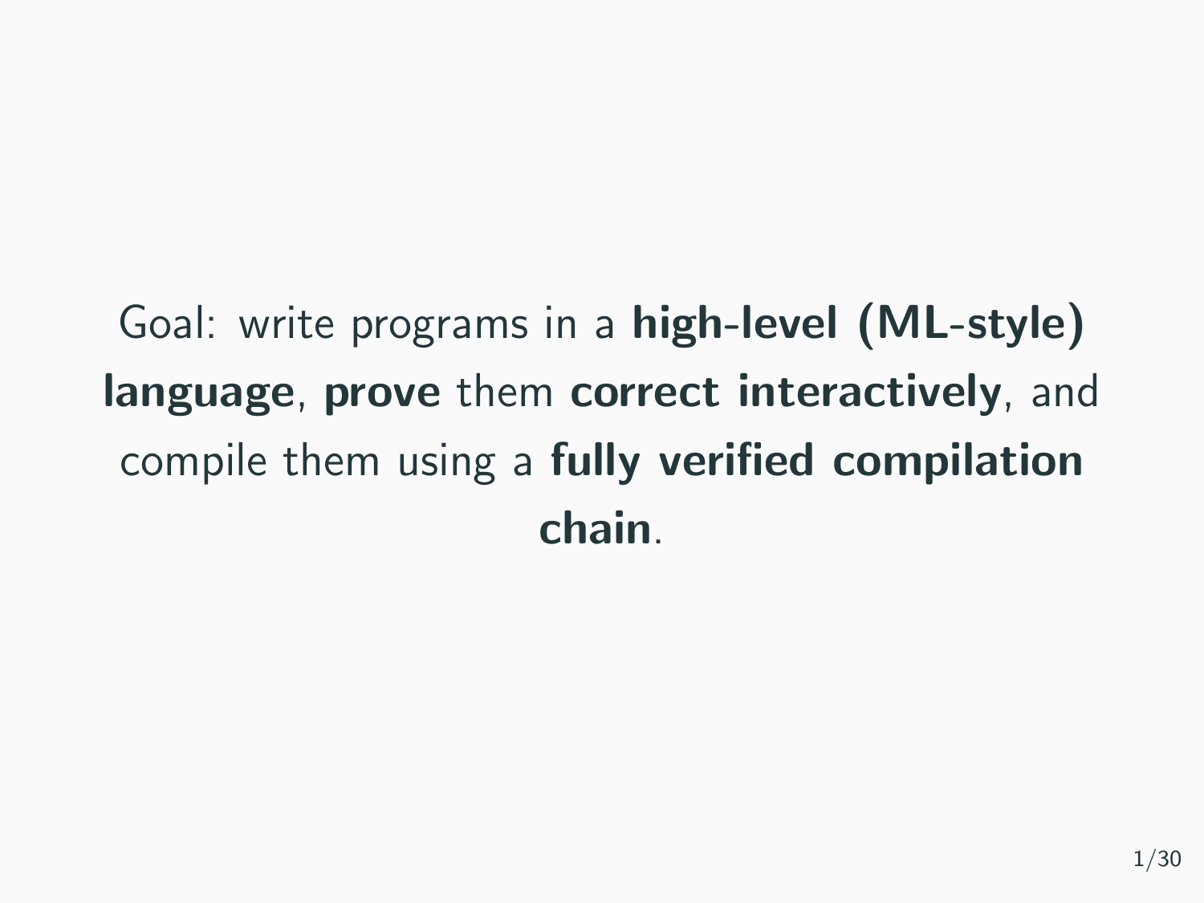Goal: write programs in a **high-level (ML-style) language**, **prove** them **correct interactively**, and compile them using a **fully verified compilation chain**.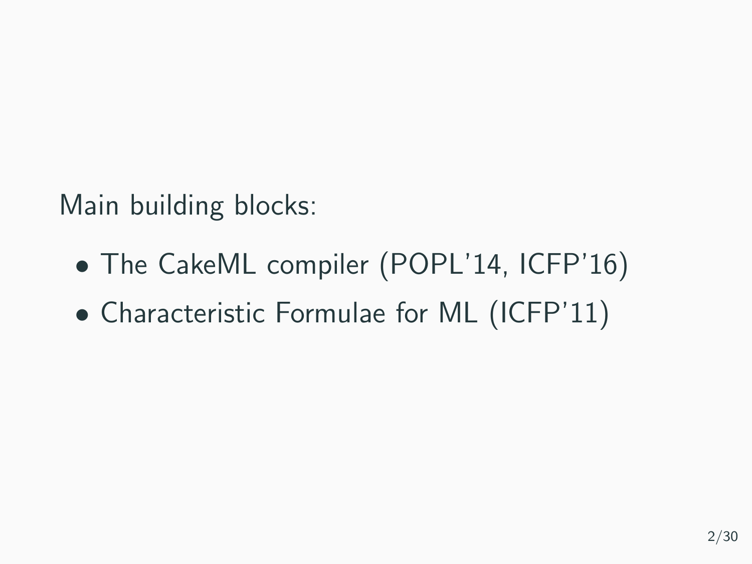Main building blocks:

- The CakeML compiler (POPL'14, ICFP'16)
- Characteristic Formulae for ML (ICFP'11)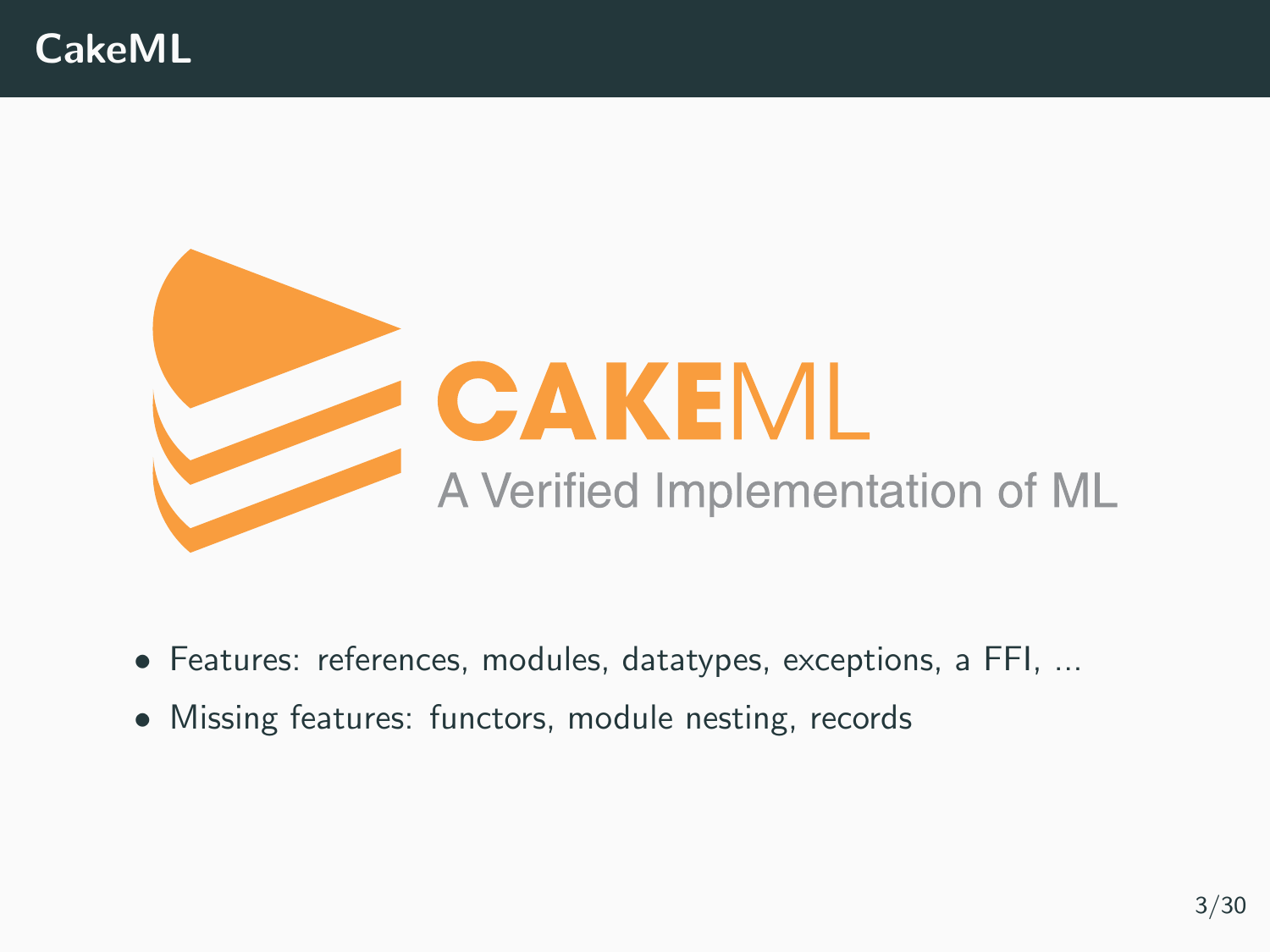# CakeML

CAKEML

A Verified Implementation of ML

- Features: references, modules, datatypes, exceptions, a FFI, ...
- Missing features: functors, module nesting, records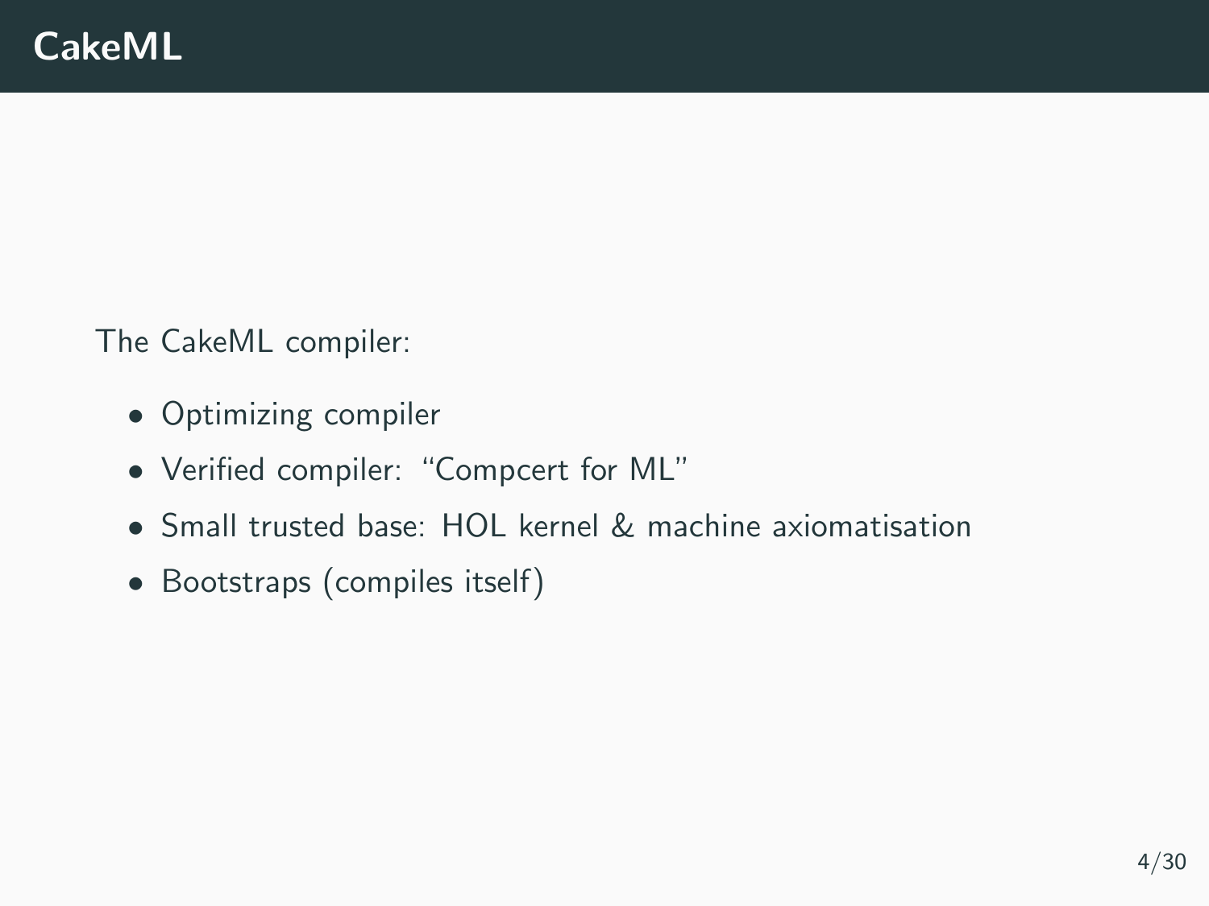# CakeML

The CakeML compiler:

- Optimizing compiler
- Verified compiler: "Compcert for ML"
- Small trusted base: HOL kernel & machine axiomatisation
- Bootstraps (compiles itself)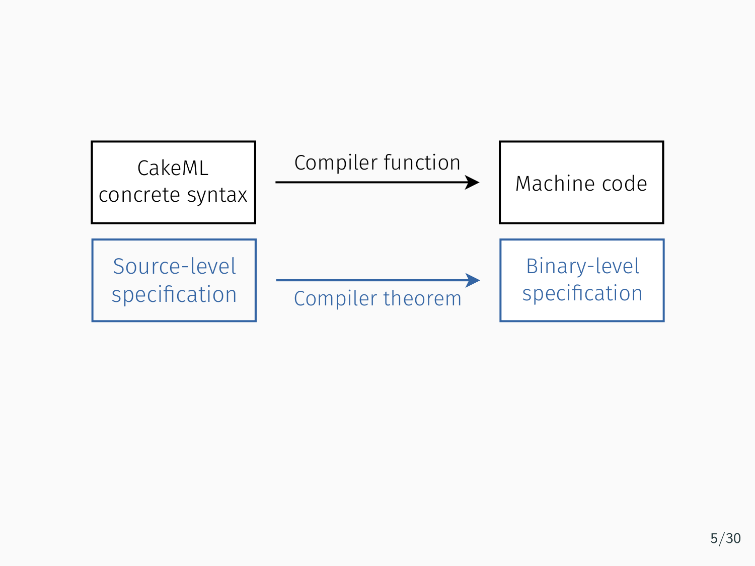CakeML concrete syntax → Compiler function → Machine code

Source-level specification → Compiler theorem → Binary-level specification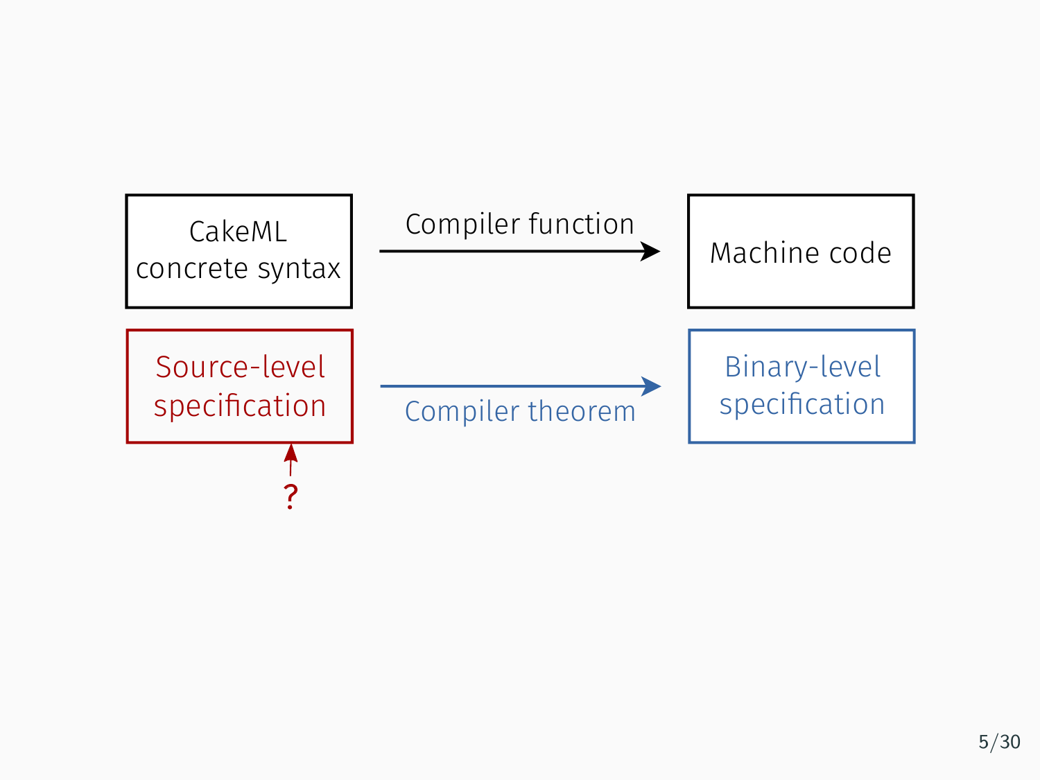CakeML concrete syntax

Compiler function

Machine code

Source-level specification

Compiler theorem

Binary-level specification

?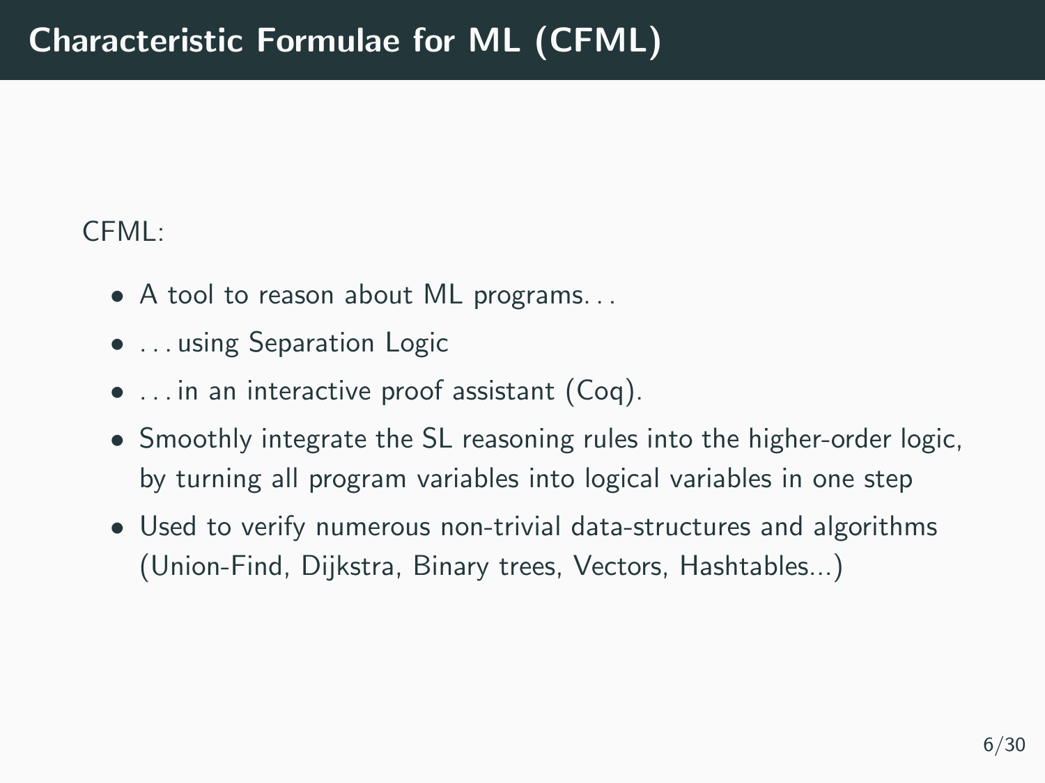# Characteristic Formulae for ML (CFML)

CFML:

- A tool to reason about ML programs...
- ...using Separation Logic
- ...in an interactive proof assistant (Coq).
- Smoothly integrate the SL reasoning rules into the higher-order logic, by turning all program variables into logical variables in one step
- Used to verify numerous non-trivial data-structures and algorithms (Union-Find, Dijkstra, Binary trees, Vectors, Hashtables...)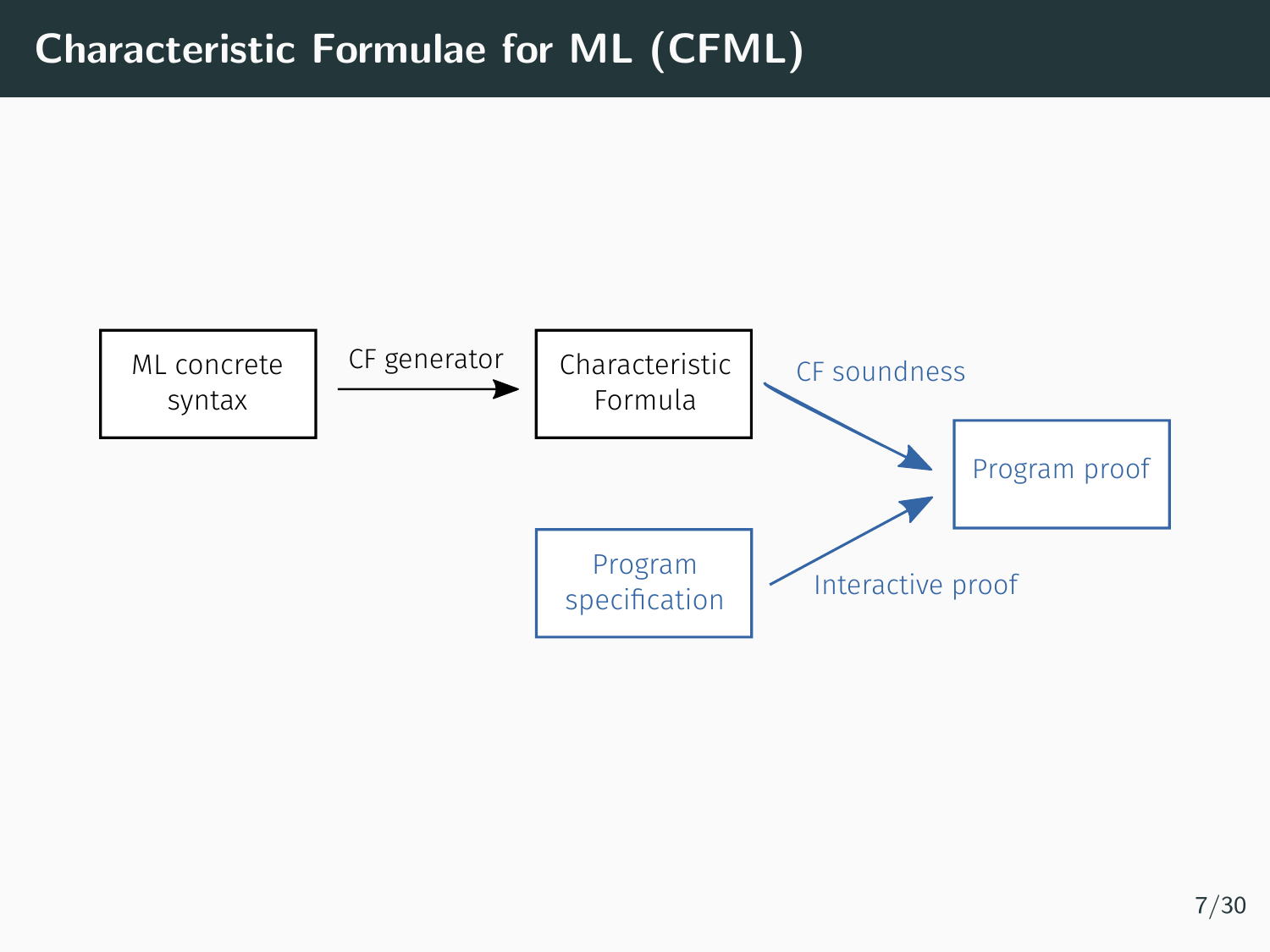# Characteristic Formulae for ML (CFML)

ML concrete syntax

CF generator

Characteristic Formula

CF soundness

Program proof

Program specification

Interactive proof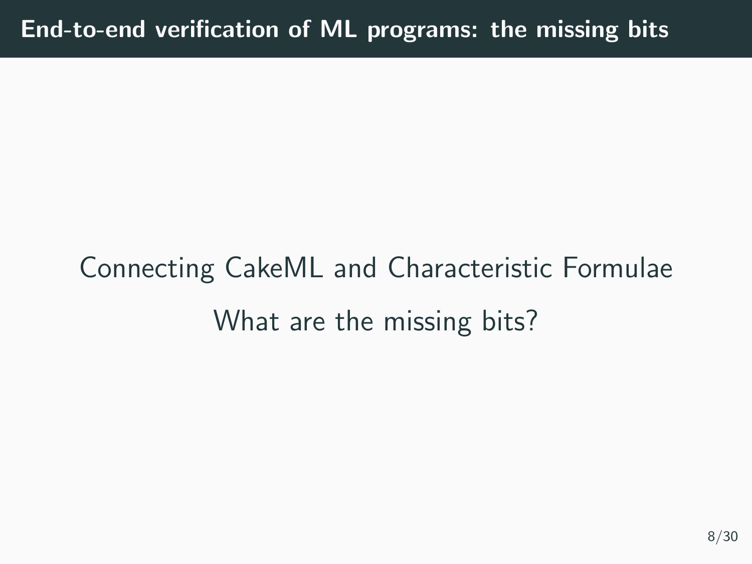## End-to-end verification of ML programs: the missing bits

Connecting CakeML and Characteristic Formulae

What are the missing bits?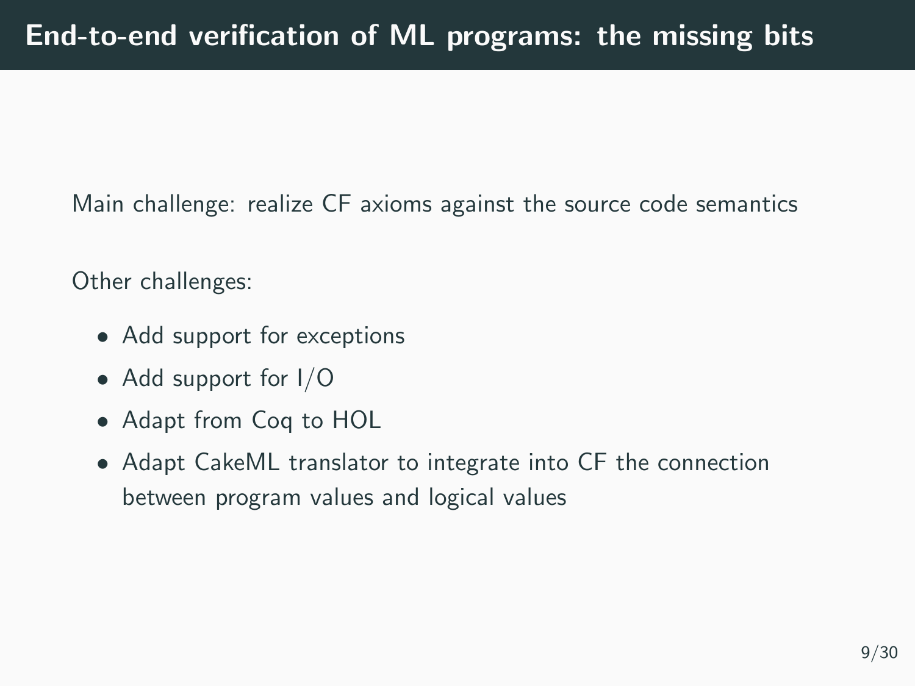# End-to-end verification of ML programs: the missing bits

Main challenge: realize CF axioms against the source code semantics

Other challenges:

- Add support for exceptions
- Add support for I/O
- Adapt from Coq to HOL
- Adapt CakeML translator to integrate into CF the connection between program values and logical values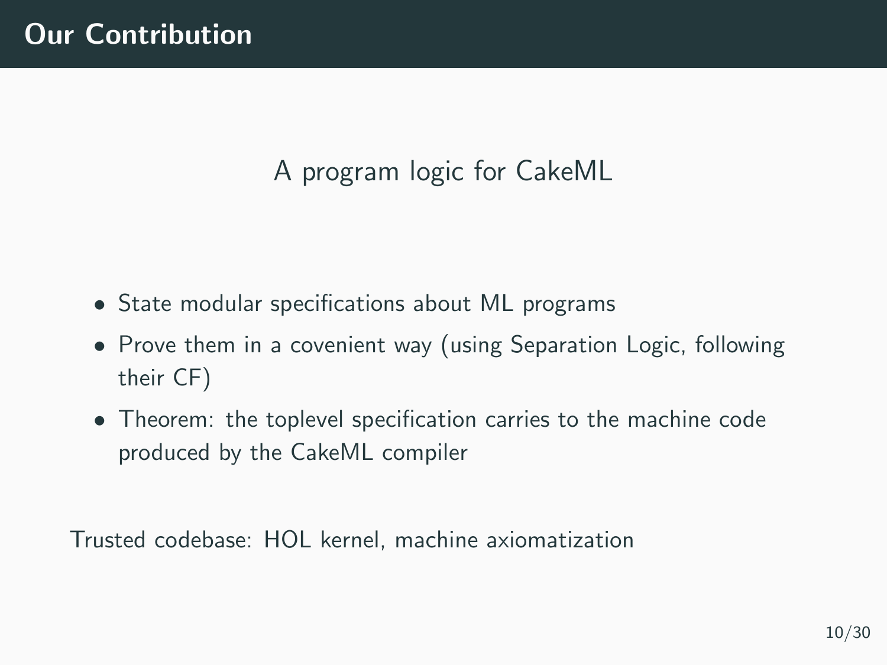# Our Contribution

A program logic for CakeML

- State modular specifications about ML programs
- Prove them in a covenient way (using Separation Logic, following their CF)
- Theorem: the toplevel specification carries to the machine code produced by the CakeML compiler

Trusted codebase: HOL kernel, machine axiomatization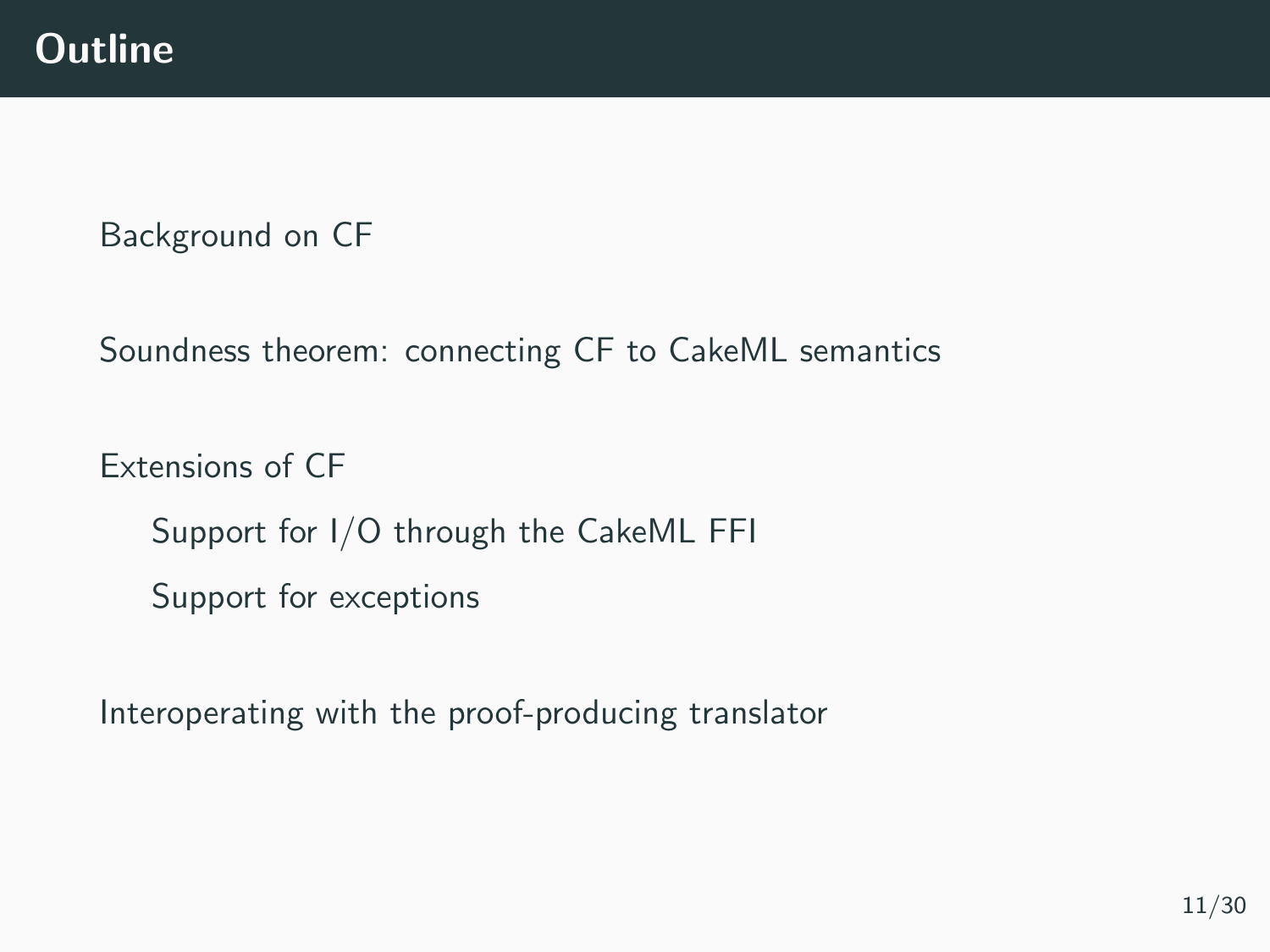# Outline

Background on CF

Soundness theorem: connecting CF to CakeML semantics

Extensions of CF

- Support for I/O through the CakeML FFI
- Support for exceptions

Interoperating with the proof-producing translator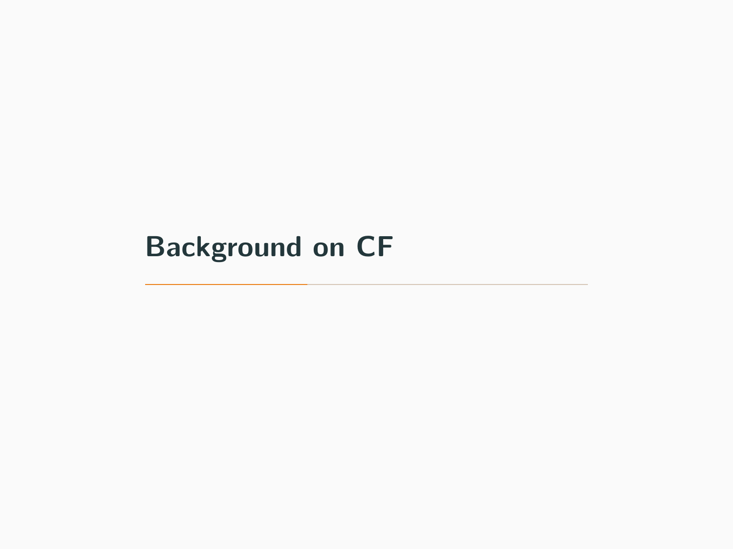# Background on CF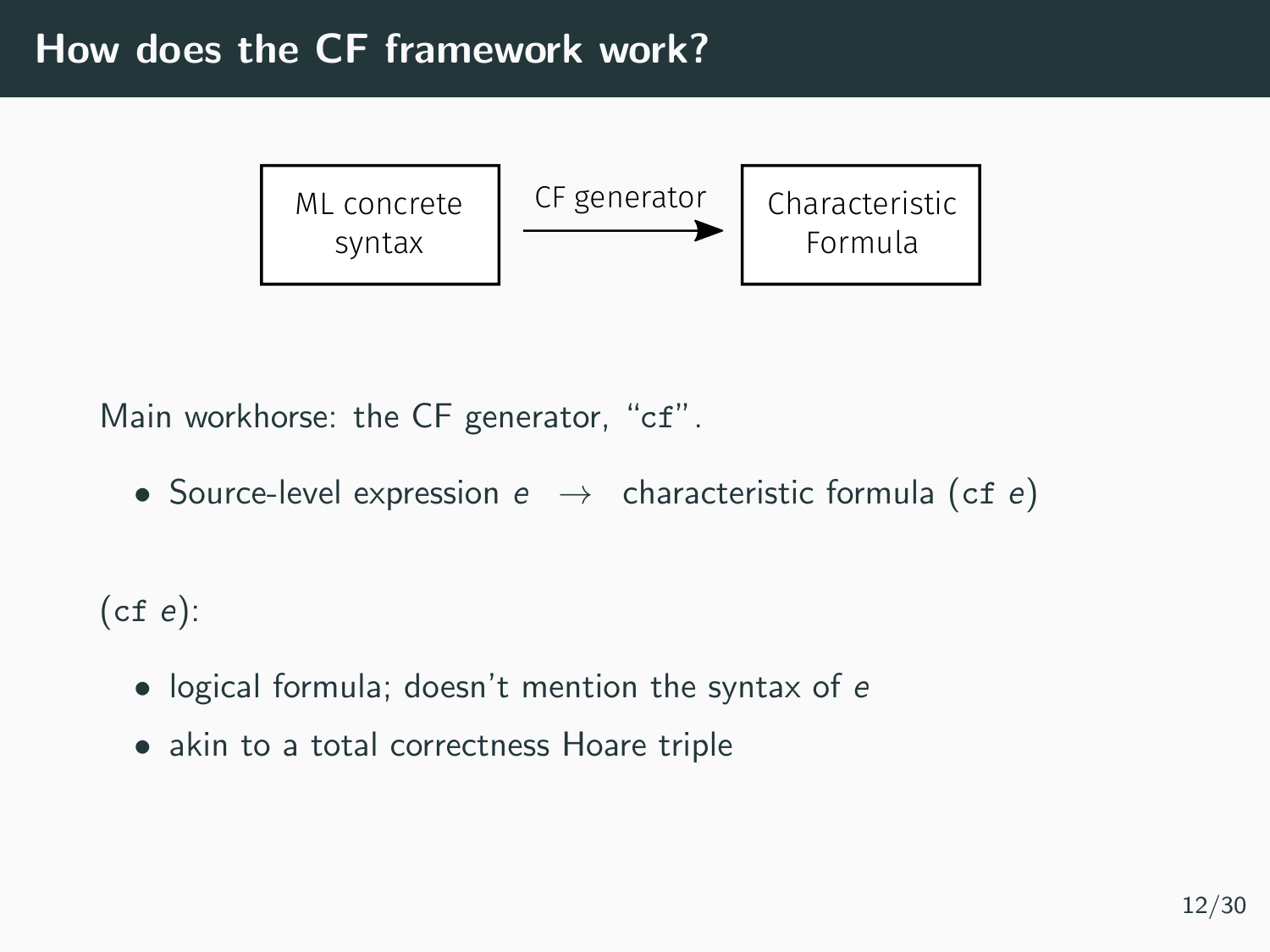# How does the CF framework work?

ML concrete syntax → (CF generator) → Characteristic Formula

Main workhorse: the CF generator, "`cf`".

- Source-level expression $e$ $\rightarrow$ characteristic formula (`cf` $e$)

(`cf` $e$):

- logical formula; doesn't mention the syntax of $e$
- akin to a total correctness Hoare triple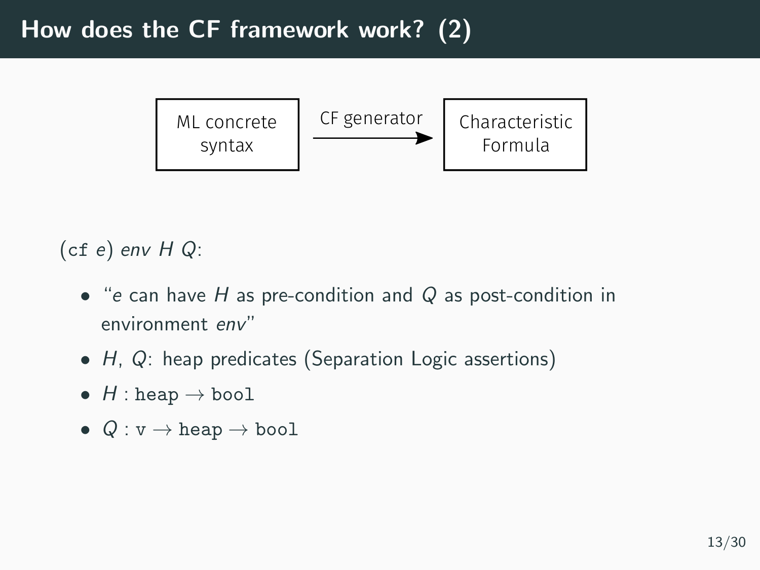# How does the CF framework work? (2)

ML concrete syntax —CF generator→ Characteristic Formula

(`cf` $e$) $env$ $H$ $Q$:

- "$e$ can have $H$ as pre-condition and $Q$ as post-condition in environment $env$"
- $H$, $Q$: heap predicates (Separation Logic assertions)
- $H$ : $\texttt{heap} \rightarrow \texttt{bool}$
- $Q$ : $\texttt{v} \rightarrow \texttt{heap} \rightarrow \texttt{bool}$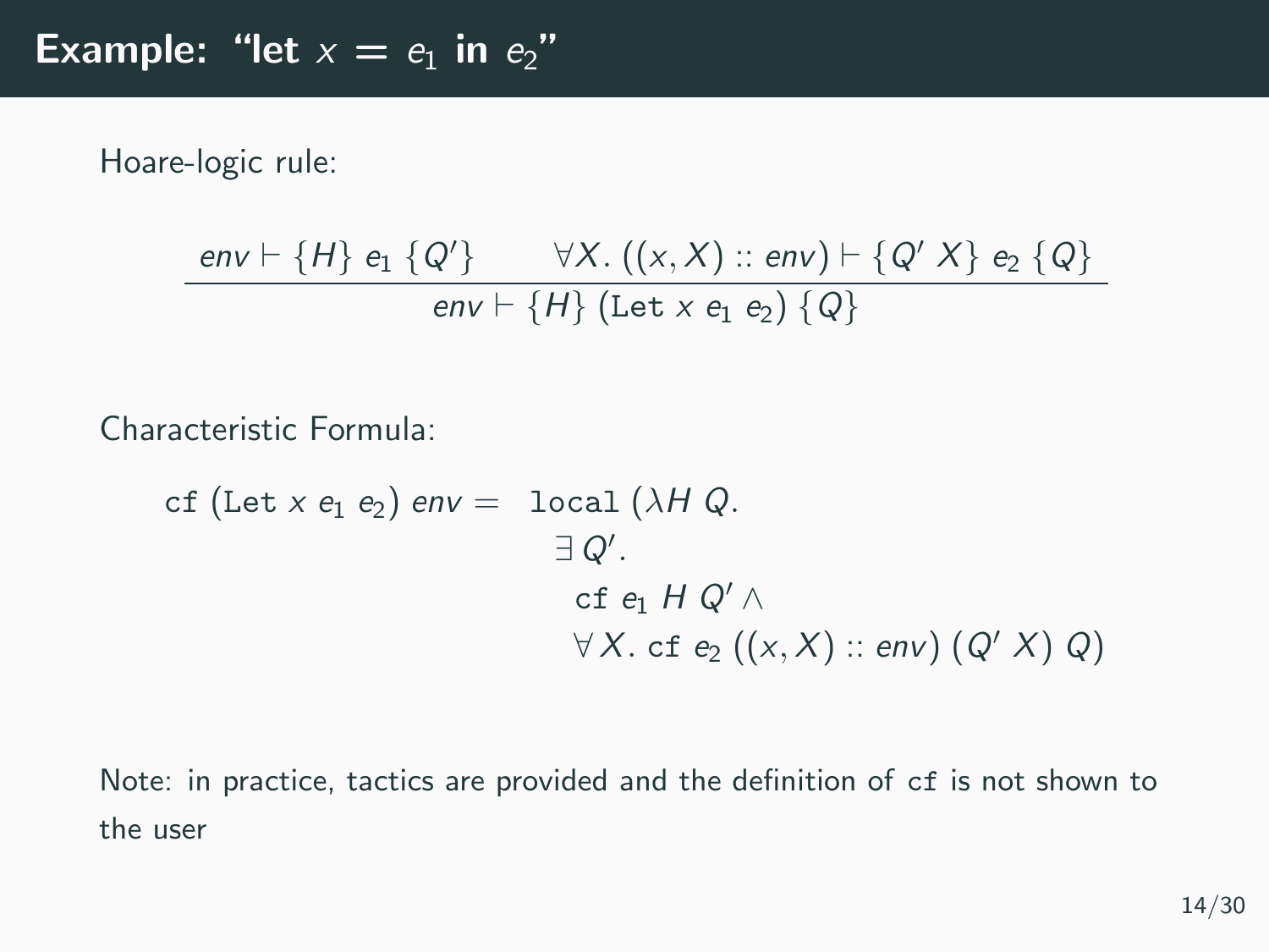# Example: “let $x = e_1$ in $e_2$”

Hoare-logic rule:

$$\frac{\mathit{env} \vdash \{H\}\ e_1\ \{Q'\} \qquad \forall X.\ ((x, X) :: \mathit{env}) \vdash \{Q'\ X\}\ e_2\ \{Q\}}{\mathit{env} \vdash \{H\}\ (\texttt{Let}\ x\ e_1\ e_2)\ \{Q\}}$$

Characteristic Formula:

$$\begin{aligned}
\texttt{cf}\ (\texttt{Let}\ x\ e_1\ e_2)\ \mathit{env} = \ & \texttt{local}\ (\lambda H\ Q. \\
& \quad \exists\, Q'. \\
& \quad\quad \texttt{cf}\ e_1\ H\ Q' \land \\
& \quad\quad \forall\, X.\ \texttt{cf}\ e_2\ ((x, X) :: \mathit{env})\ (Q'\ X)\ Q)
\end{aligned}$$

Note: in practice, tactics are provided and the definition of `cf` is not shown to the user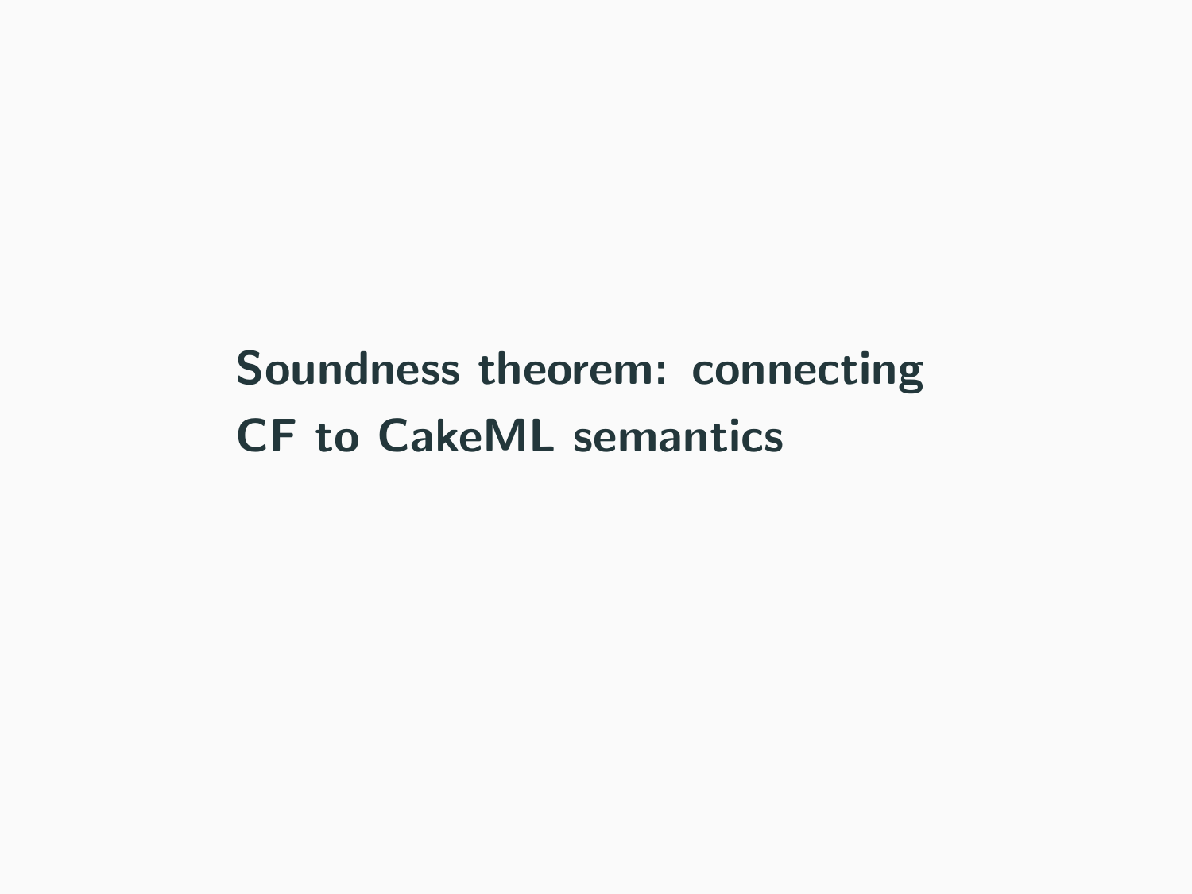# Soundness theorem: connecting CF to CakeML semantics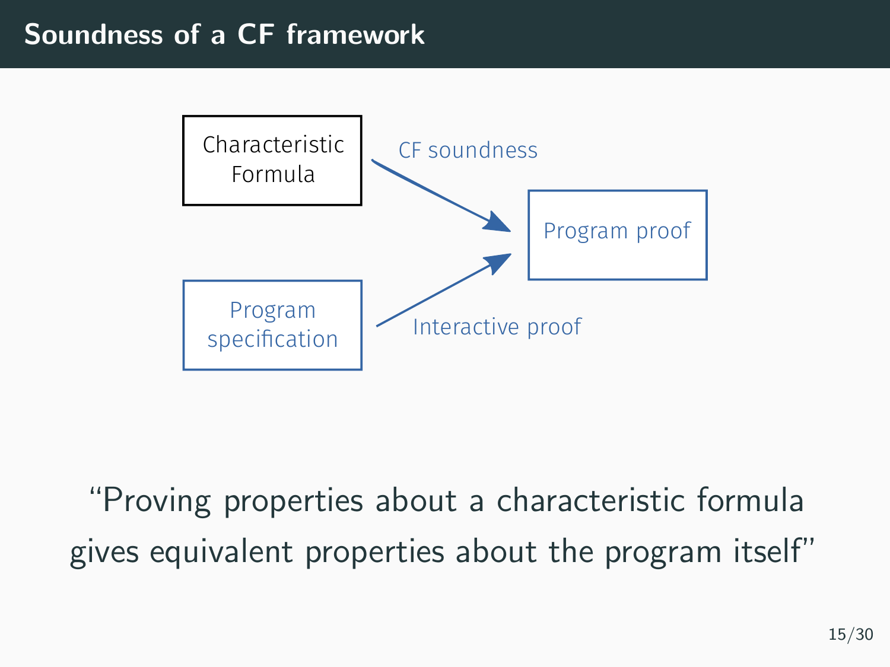# Soundness of a CF framework

Characteristic Formula

CF soundness

Program proof

Program specification

Interactive proof

"Proving properties about a characteristic formula gives equivalent properties about the program itself"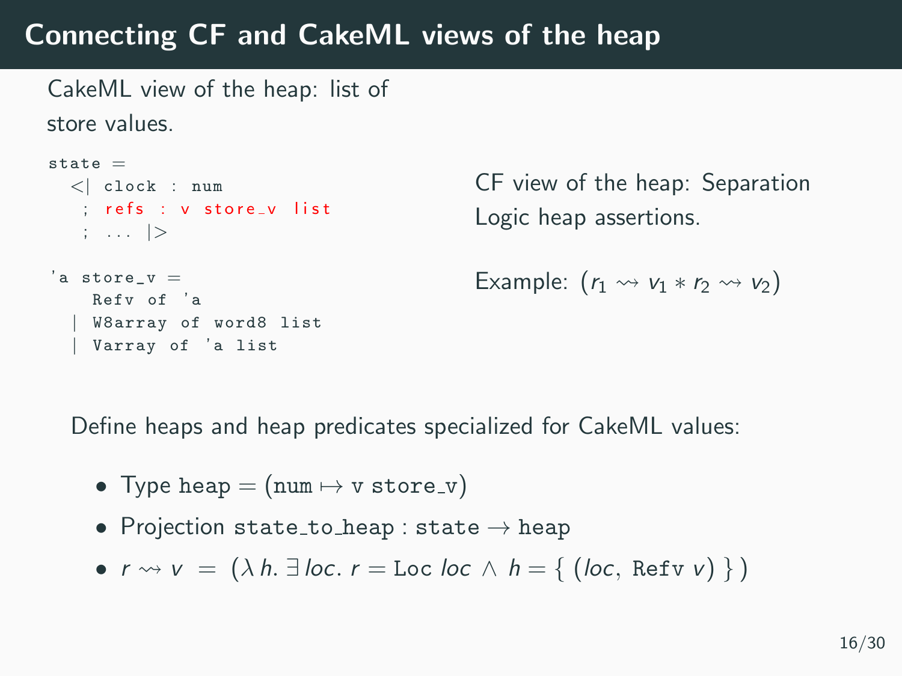# Connecting CF and CakeML views of the heap

CakeML view of the heap: list of store values.

```
state =
  <| clock : num
   ; refs : v store_v list
   ; ... |>

'a store_v =
    Refv of 'a
  | W8array of word8 list
  | Varray of 'a list
```

CF view of the heap: Separation Logic heap assertions.

Example: $(r_1 \rightsquigarrow v_1 * r_2 \rightsquigarrow v_2)$

Define heaps and heap predicates specialized for CakeML values:

- Type heap = (num $\mapsto$ v store_v)
- Projection state_to_heap : state $\rightarrow$ heap
- $r \rightsquigarrow v \; = \; (\lambda\, h.\, \exists\, loc.\; r = \texttt{Loc}\; loc \;\wedge\; h = \{\; (loc,\, \texttt{Refv}\; v) \;\}\,)$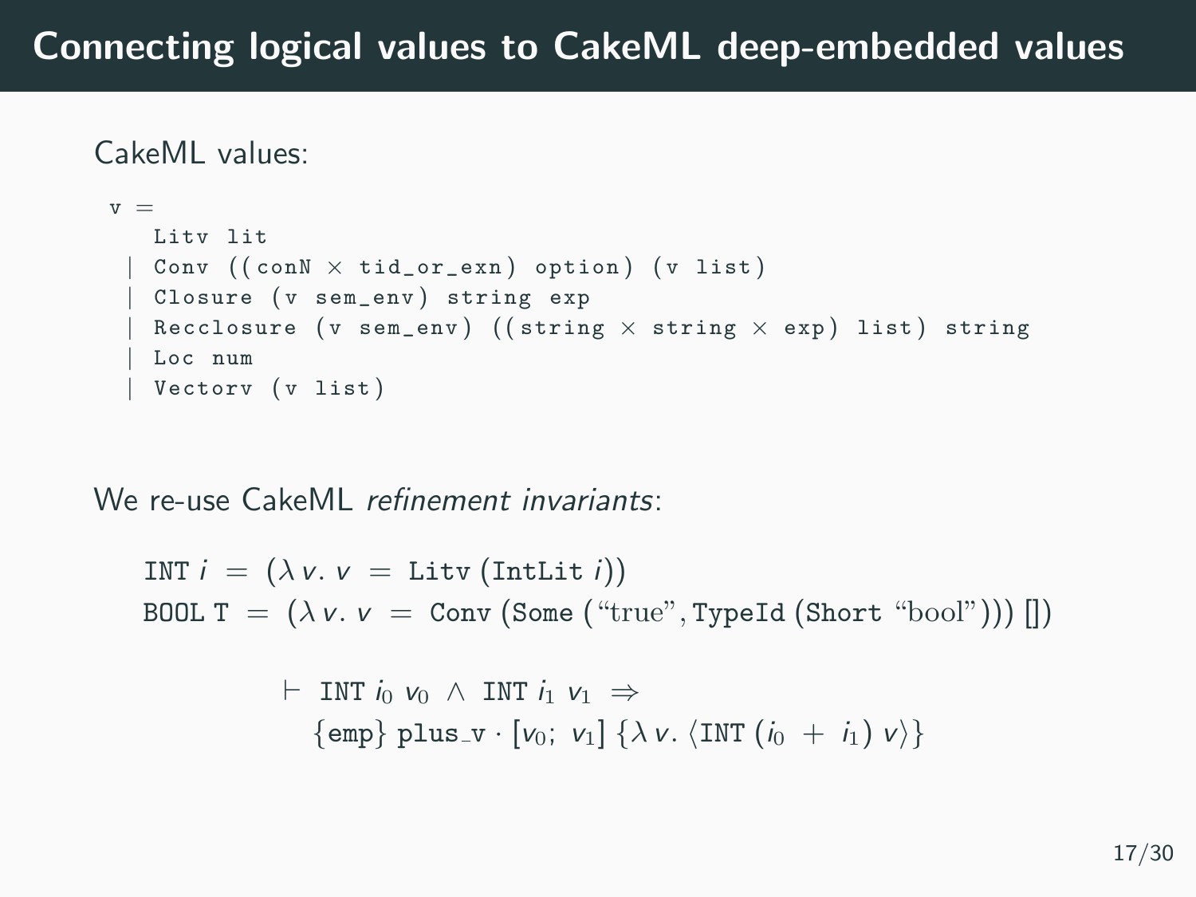# Connecting logical values to CakeML deep-embedded values

CakeML values:

```
v =
    Litv lit
  | Conv ((conN × tid_or_exn) option) (v list)
  | Closure (v sem_env) string exp
  | Recclosure (v sem_env) ((string × string × exp) list) string
  | Loc num
  | Vectorv (v list)
```

We re-use CakeML *refinement invariants*:

$$\texttt{INT}\ i \ = \ (\lambda\, v.\ v \ = \ \texttt{Litv}\,(\texttt{IntLit}\ i))$$

$$\texttt{BOOL}\ \texttt{T} \ = \ (\lambda\, v.\ v \ = \ \texttt{Conv}\,(\texttt{Some}\,(\text{“true”}, \texttt{TypeId}\,(\texttt{Short}\ \text{“bool”})))\,[\,])$$

$$\vdash\ \texttt{INT}\ i_0\ v_0\ \wedge\ \texttt{INT}\ i_1\ v_1\ \Rightarrow$$
$$\{\texttt{emp}\}\ \texttt{plus\_v} \cdot [v_0;\ v_1]\ \{\lambda\, v.\ \langle \texttt{INT}\,(i_0\ +\ i_1)\ v\rangle\}$$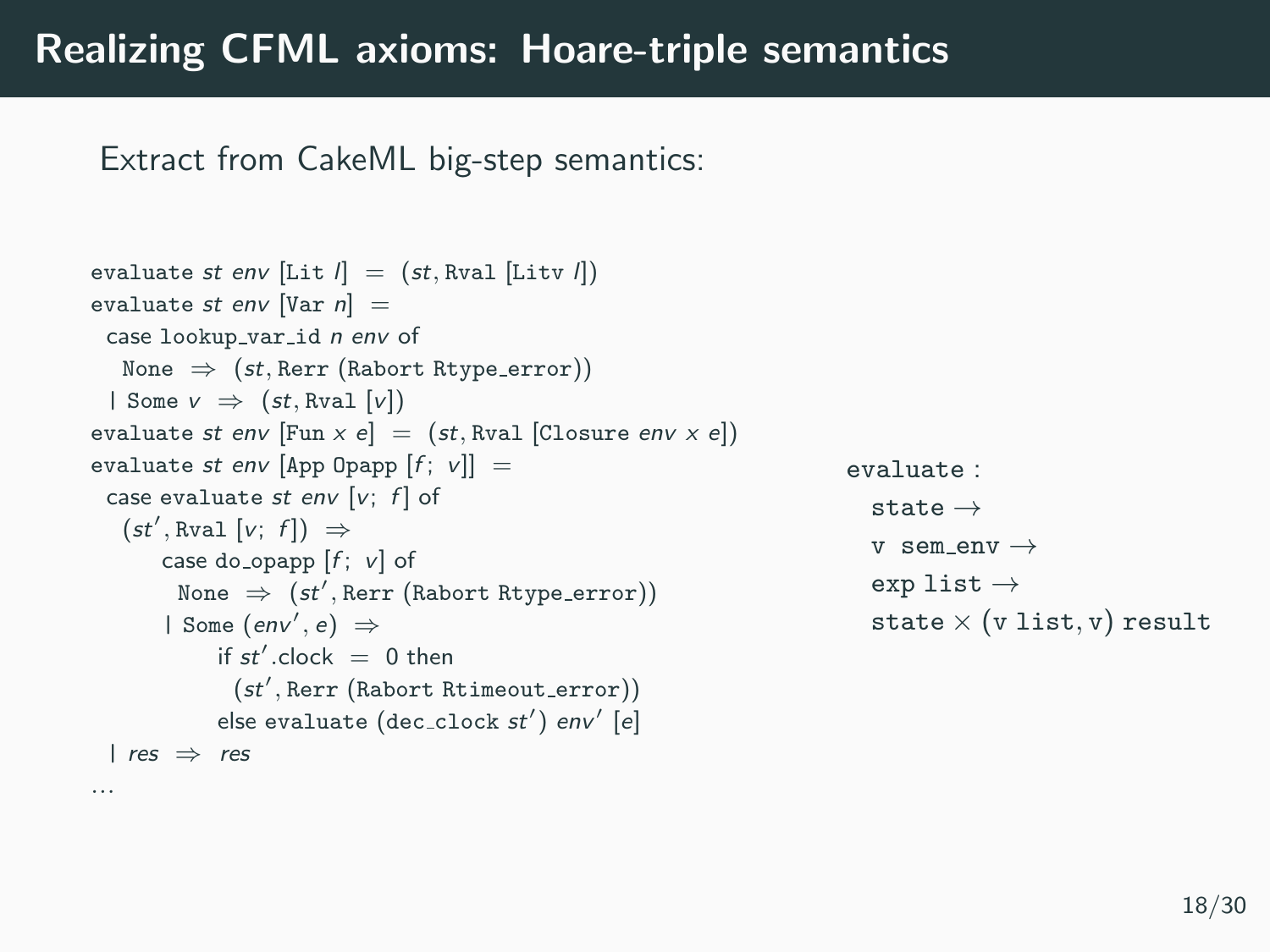# Realizing CFML axioms: Hoare-triple semantics

Extract from CakeML big-step semantics:

```
evaluate st env [Lit l] = (st, Rval [Litv l])
evaluate st env [Var n] =
  case lookup_var_id n env of
    None ⇒ (st, Rerr (Rabort Rtype_error))
  | Some v ⇒ (st, Rval [v])
evaluate st env [Fun x e] = (st, Rval [Closure env x e])
evaluate st env [App Opapp [f; v]] =
  case evaluate st env [v; f] of
    (st', Rval [v; f]) ⇒
       case do_opapp [f; v] of
         None ⇒ (st', Rerr (Rabort Rtype_error))
       | Some (env', e) ⇒
           if st'.clock = 0 then
             (st', Rerr (Rabort Rtimeout_error))
           else evaluate (dec_clock st') env' [e]
  | res ⇒ res
...
```

```
evaluate :
  state →
  v sem_env →
  exp list →
  state × (v list, v) result
```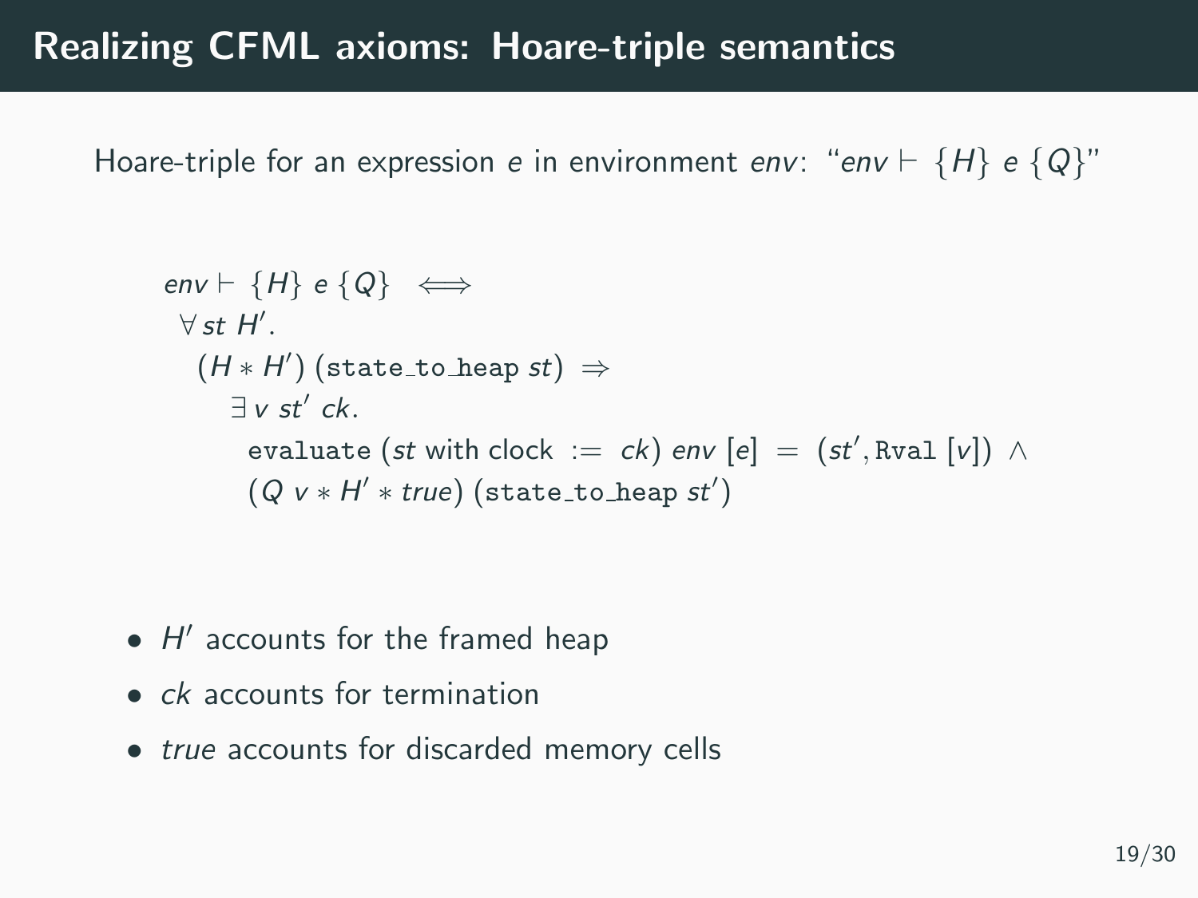# Realizing CFML axioms: Hoare-triple semantics

Hoare-triple for an expression $e$ in environment $env$: "$env \vdash \{H\}\ e\ \{Q\}$"

$$
\begin{array}{l}
env \vdash \{H\}\ e\ \{Q\} \iff \\
\quad \forall\, st\ H'. \\
\quad\quad (H * H')\ (\texttt{state\_to\_heap}\ st) \Rightarrow \\
\quad\quad\quad \exists\, v\ st'\ ck. \\
\quad\quad\quad\quad \texttt{evaluate}\ (st \text{ with clock } := \ ck)\ env\ [e] \ = \ (st', \texttt{Rval}\ [v]) \ \wedge \\
\quad\quad\quad\quad (Q\ v * H' * true)\ (\texttt{state\_to\_heap}\ st')
\end{array}
$$

- $H'$ accounts for the framed heap
- $ck$ accounts for termination
- $true$ accounts for discarded memory cells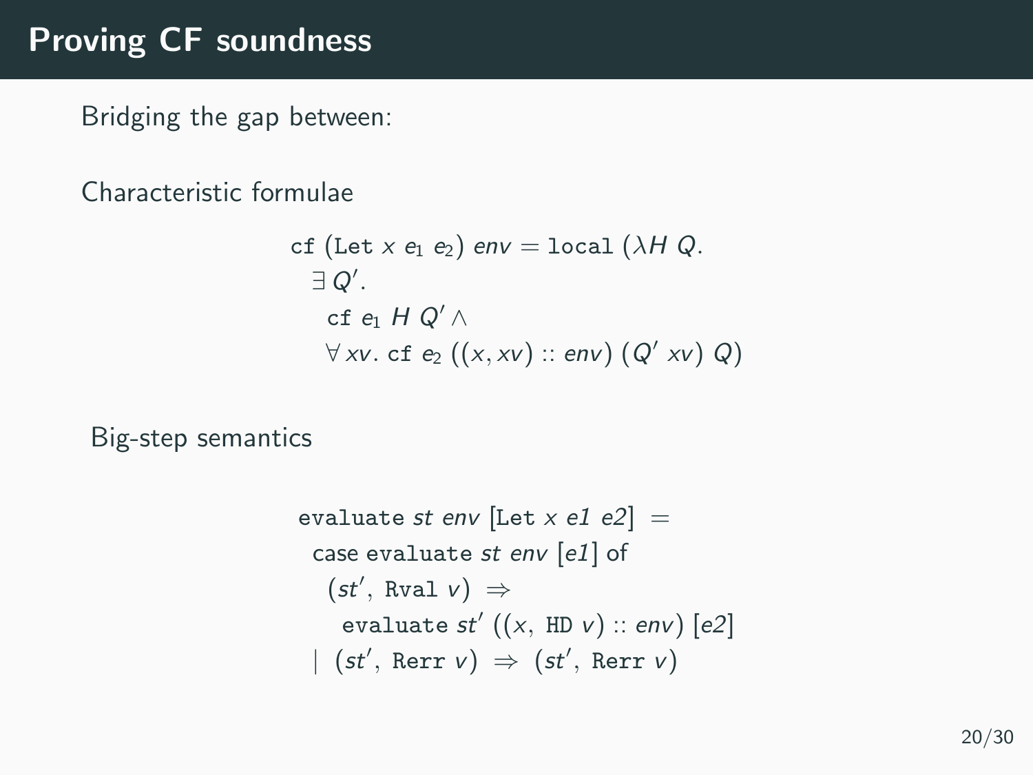# Proving CF soundness

Bridging the gap between:

Characteristic formulae

$$
\begin{array}{l}
\texttt{cf}\ (\texttt{Let}\ x\ e_1\ e_2)\ \mathit{env} = \texttt{local}\ (\lambda H\ Q. \\
\quad \exists\, Q'. \\
\qquad \texttt{cf}\ e_1\ H\ Q' \land \\
\qquad \forall\, xv.\ \texttt{cf}\ e_2\ ((x, xv) :: \mathit{env})\ (Q'\ xv)\ Q)
\end{array}
$$

Big-step semantics

$$
\begin{array}{l}
\texttt{evaluate}\ \mathit{st}\ \mathit{env}\ [\texttt{Let}\ x\ e1\ e2]\ = \\
\quad \texttt{case}\ \texttt{evaluate}\ \mathit{st}\ \mathit{env}\ [e1]\ \texttt{of} \\
\qquad (\mathit{st}',\ \texttt{Rval}\ v)\ \Rightarrow \\
\qquad\quad \texttt{evaluate}\ \mathit{st}'\ ((x,\ \texttt{HD}\ v) :: \mathit{env})\ [e2] \\
\quad \mid\ (\mathit{st}',\ \texttt{Rerr}\ v)\ \Rightarrow\ (\mathit{st}',\ \texttt{Rerr}\ v)
\end{array}
$$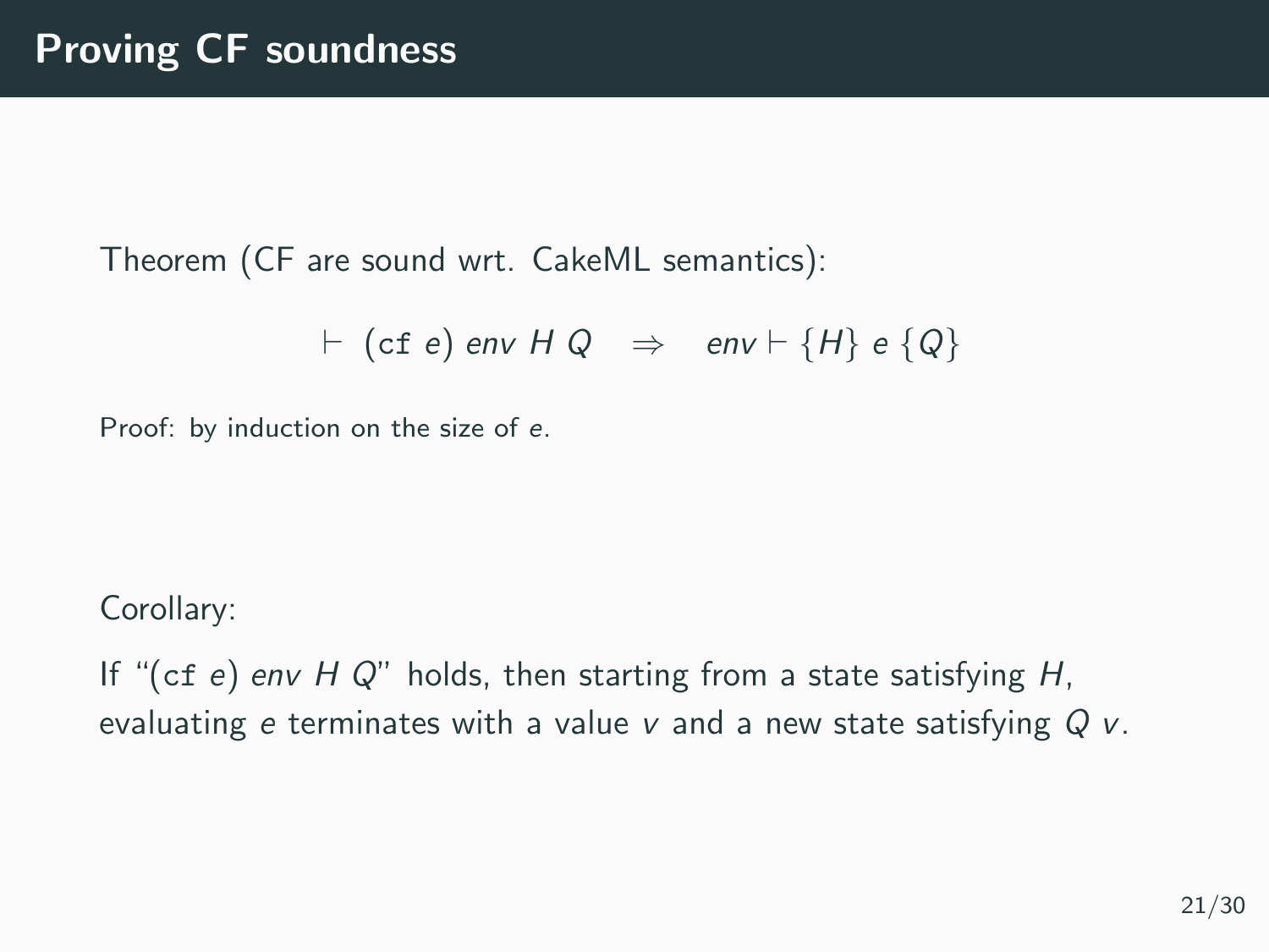# Proving CF soundness

Theorem (CF are sound wrt. CakeML semantics):

$$\vdash \; (\texttt{cf}\ e)\ \mathit{env}\ H\ Q \quad \Rightarrow \quad \mathit{env} \vdash \{H\}\ e\ \{Q\}$$

Proof: by induction on the size of $e$.

Corollary:

If "($\texttt{cf}\ e$) $\mathit{env}\ H\ Q$" holds, then starting from a state satisfying $H$, evaluating $e$ terminates with a value $v$ and a new state satisfying $Q\ v$.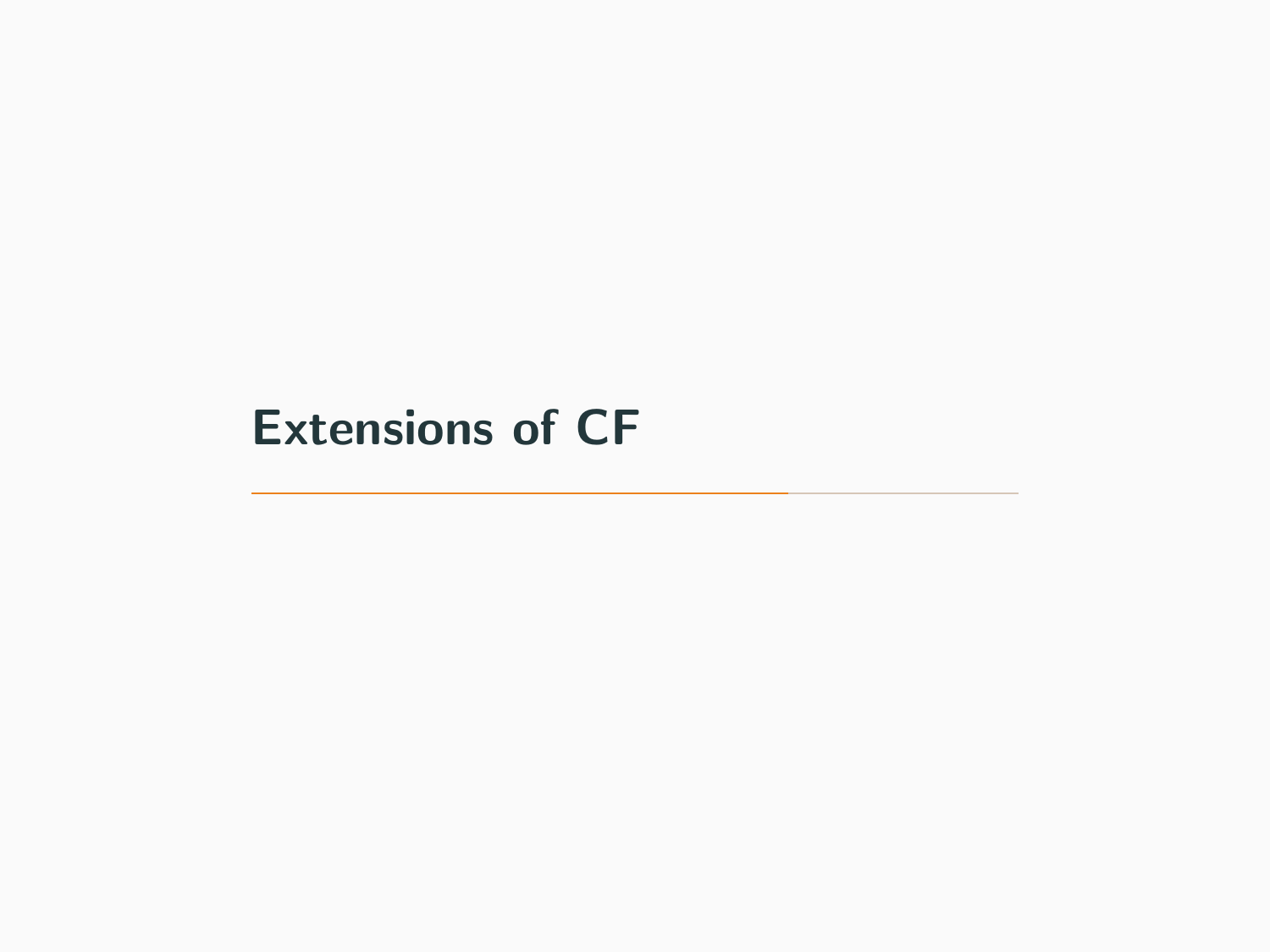# Extensions of CF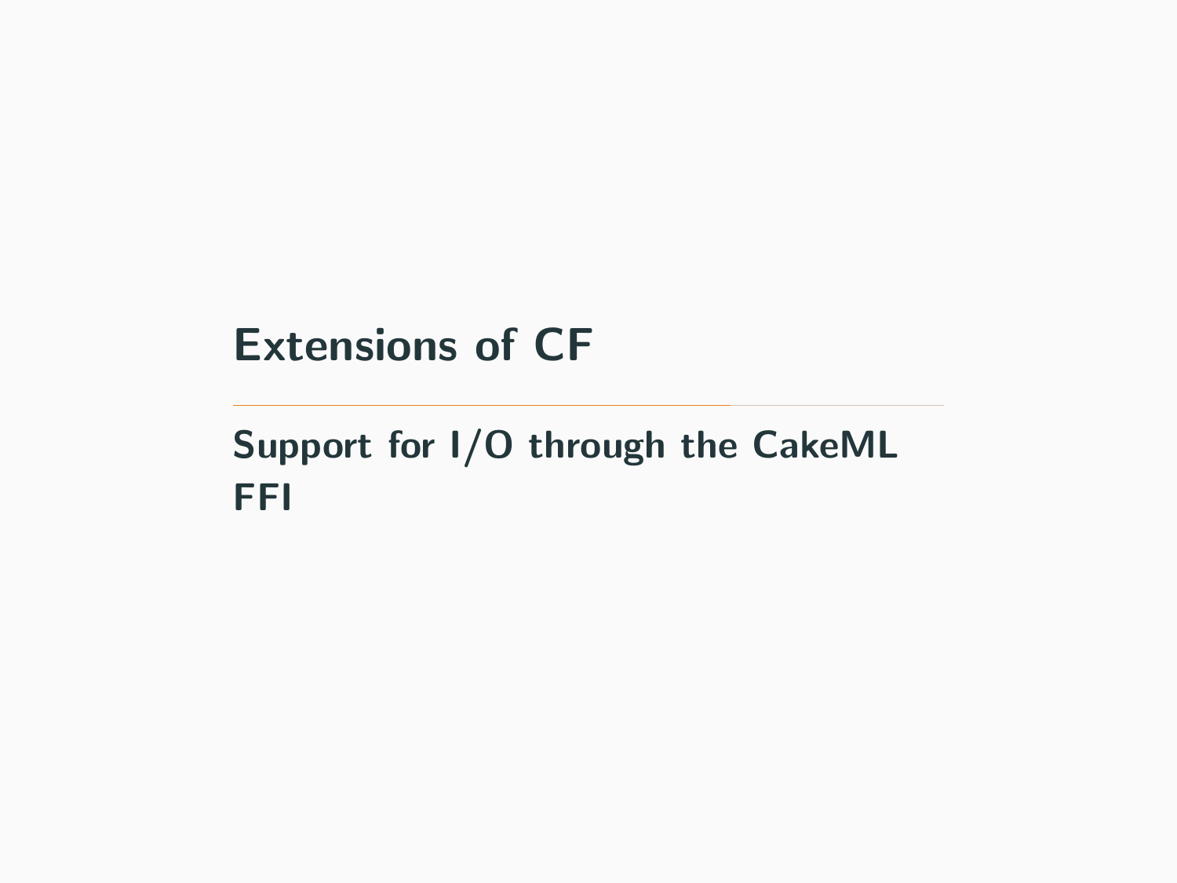# Extensions of CF

## Support for I/O through the CakeML FFI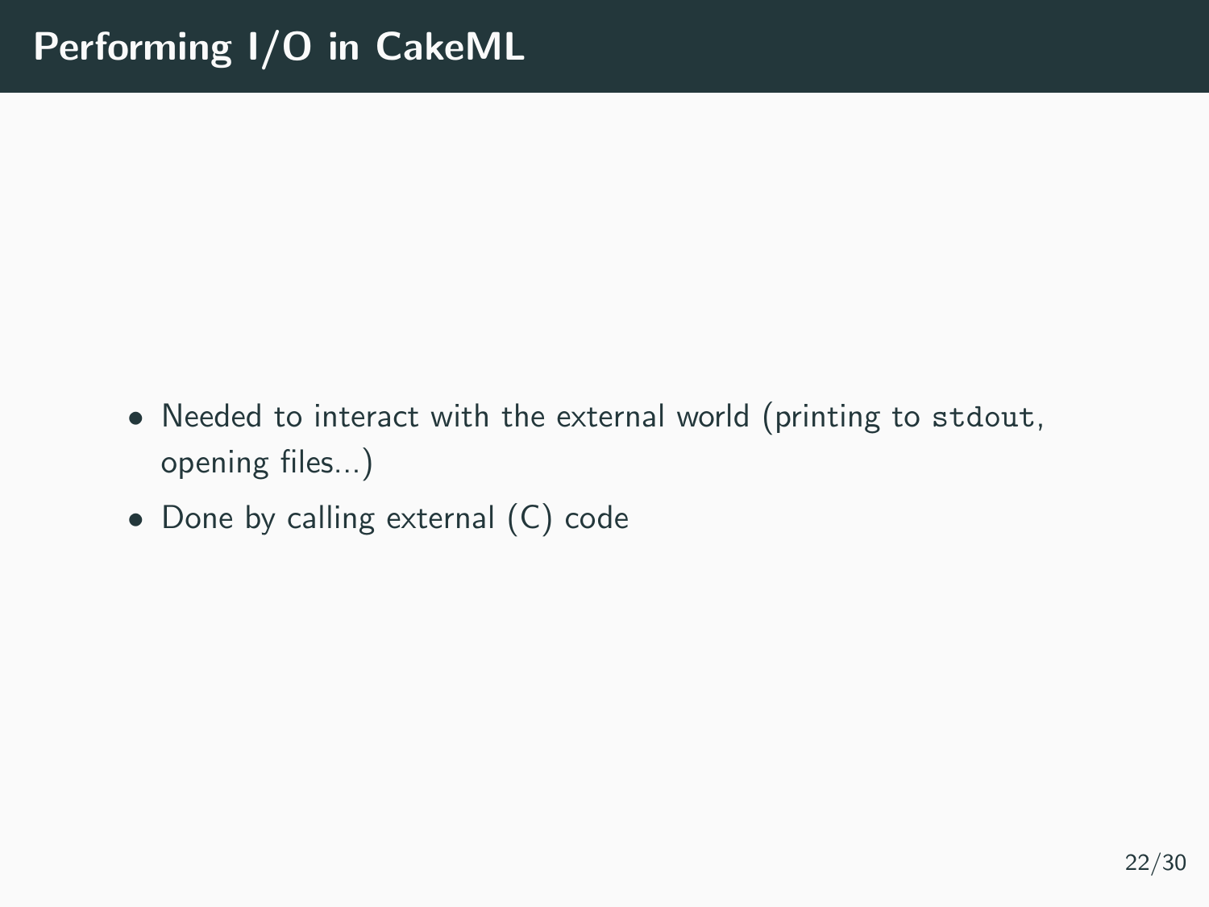# Performing I/O in CakeML

- Needed to interact with the external world (printing to `stdout`, opening files...)
- Done by calling external (C) code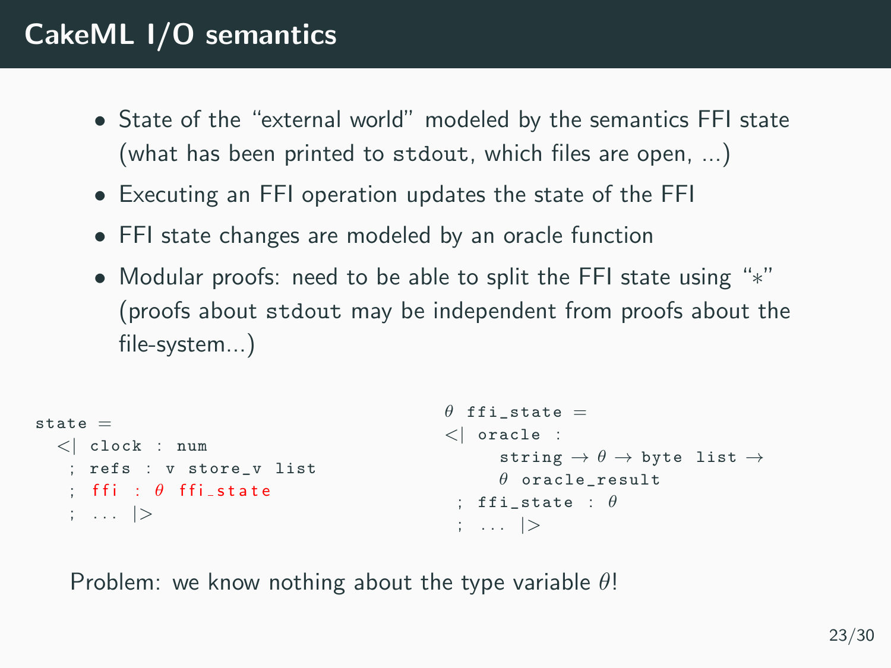# CakeML I/O semantics

- State of the "external world" modeled by the semantics FFI state (what has been printed to `stdout`, which files are open, ...)
- Executing an FFI operation updates the state of the FFI
- FFI state changes are modeled by an oracle function
- Modular proofs: need to be able to split the FFI state using "$*$" (proofs about `stdout` may be independent from proofs about the file-system...)

```
state =
  <| clock : num
   ; refs : v store_v list
   ; ffi : θ ffi_state
   ; ... |>
```

```
θ ffi_state =
<| oracle :
      string → θ → byte list →
      θ oracle_result
 ; ffi_state : θ
 ; ... |>
```

Problem: we know nothing about the type variable $\theta$!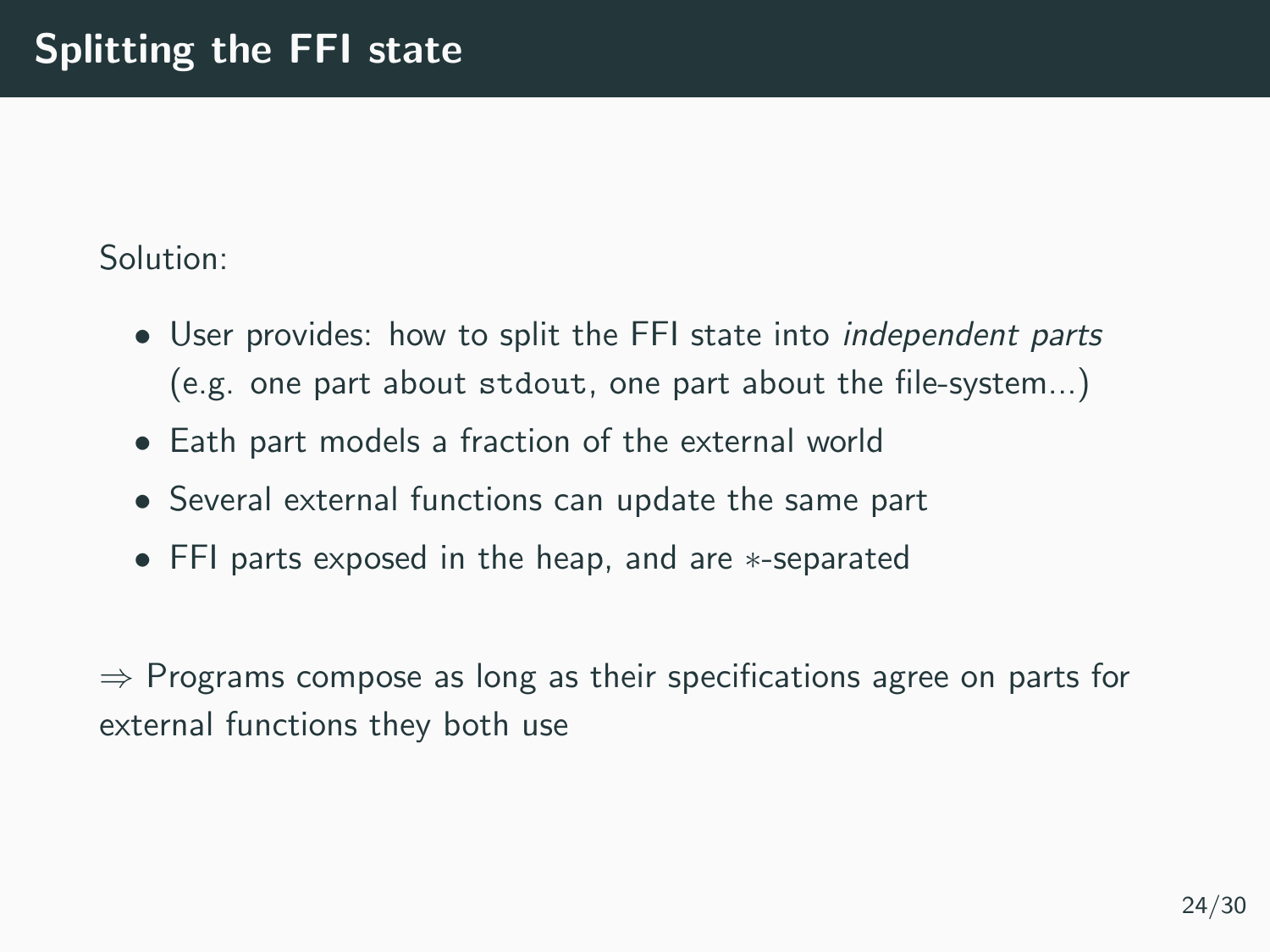# Splitting the FFI state

Solution:

- User provides: how to split the FFI state into *independent parts* (e.g. one part about `stdout`, one part about the file-system...)
- Eath part models a fraction of the external world
- Several external functions can update the same part
- FFI parts exposed in the heap, and are $*$-separated

$\Rightarrow$ Programs compose as long as their specifications agree on parts for external functions they both use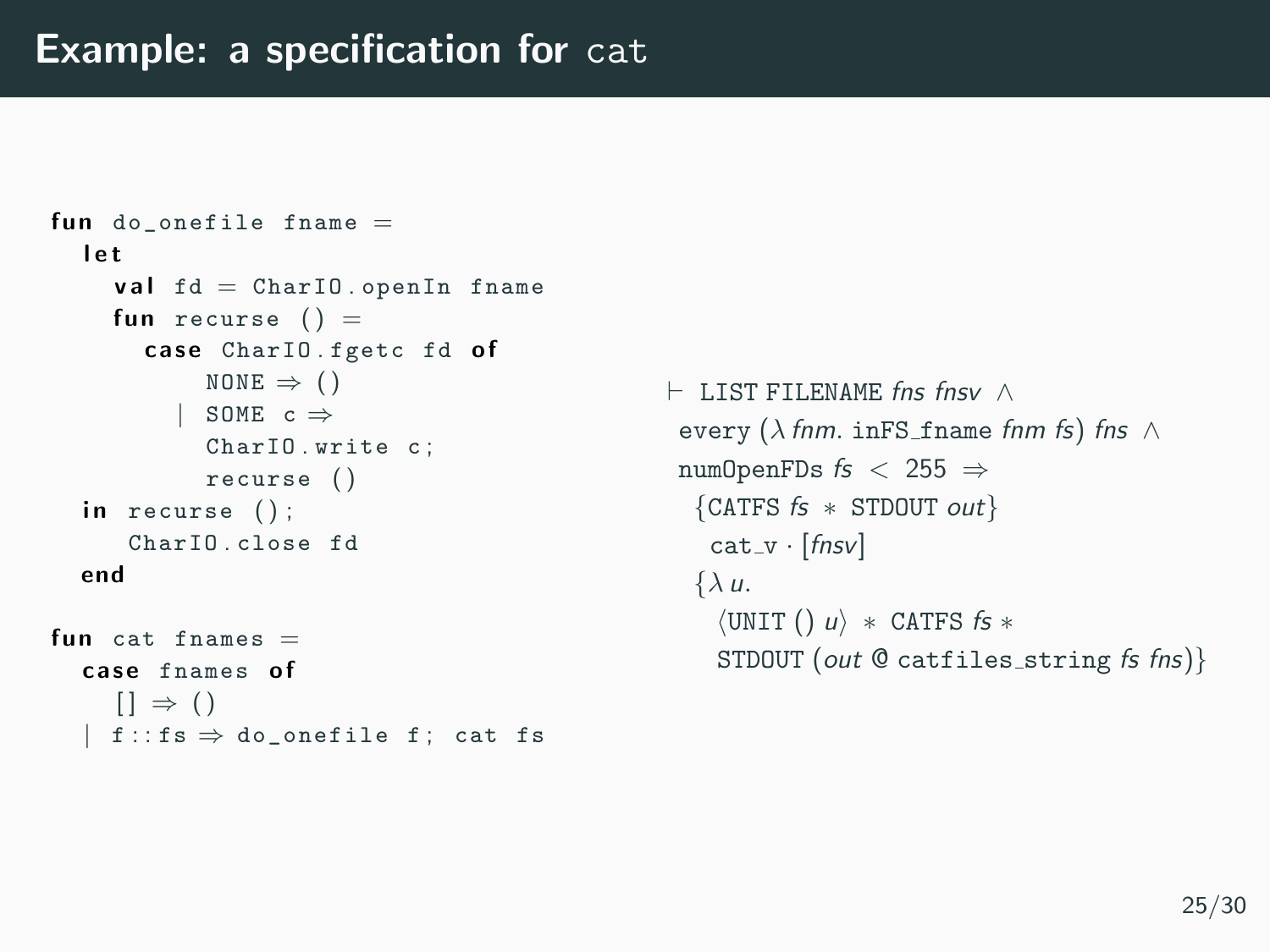# Example: a specification for `cat`

```
fun do_onefile fname =
  let
    val fd = CharIO.openIn fname
    fun recurse () =
      case CharIO.fgetc fd of
          NONE => ()
        | SOME c =>
          CharIO.write c;
          recurse ()
  in recurse ();
     CharIO.close fd
  end

fun cat fnames =
  case fnames of
    [] => ()
  | f::fs => do_onefile f; cat fs
```

$$
\begin{array}{l}
\vdash \text{LIST FILENAME } \mathit{fns}\ \mathit{fnsv}\ \wedge \\
\quad \text{every } (\lambda\, \mathit{fnm}.\ \text{inFS\_fname } \mathit{fnm}\ \mathit{fs})\ \mathit{fns}\ \wedge \\
\quad \text{numOpenFDs } \mathit{fs} < 255 \Rightarrow \\
\qquad \{\text{CATFS } \mathit{fs} * \text{STDOUT } \mathit{out}\} \\
\qquad\quad \text{cat\_v} \cdot [\mathit{fnsv}] \\
\qquad \{\lambda\, u. \\
\qquad\quad \langle \text{UNIT } ()\ u \rangle * \text{CATFS } \mathit{fs} * \\
\qquad\quad \text{STDOUT } (\mathit{out} \mathbin{@} \text{catfiles\_string } \mathit{fs}\ \mathit{fns})\}
\end{array}
$$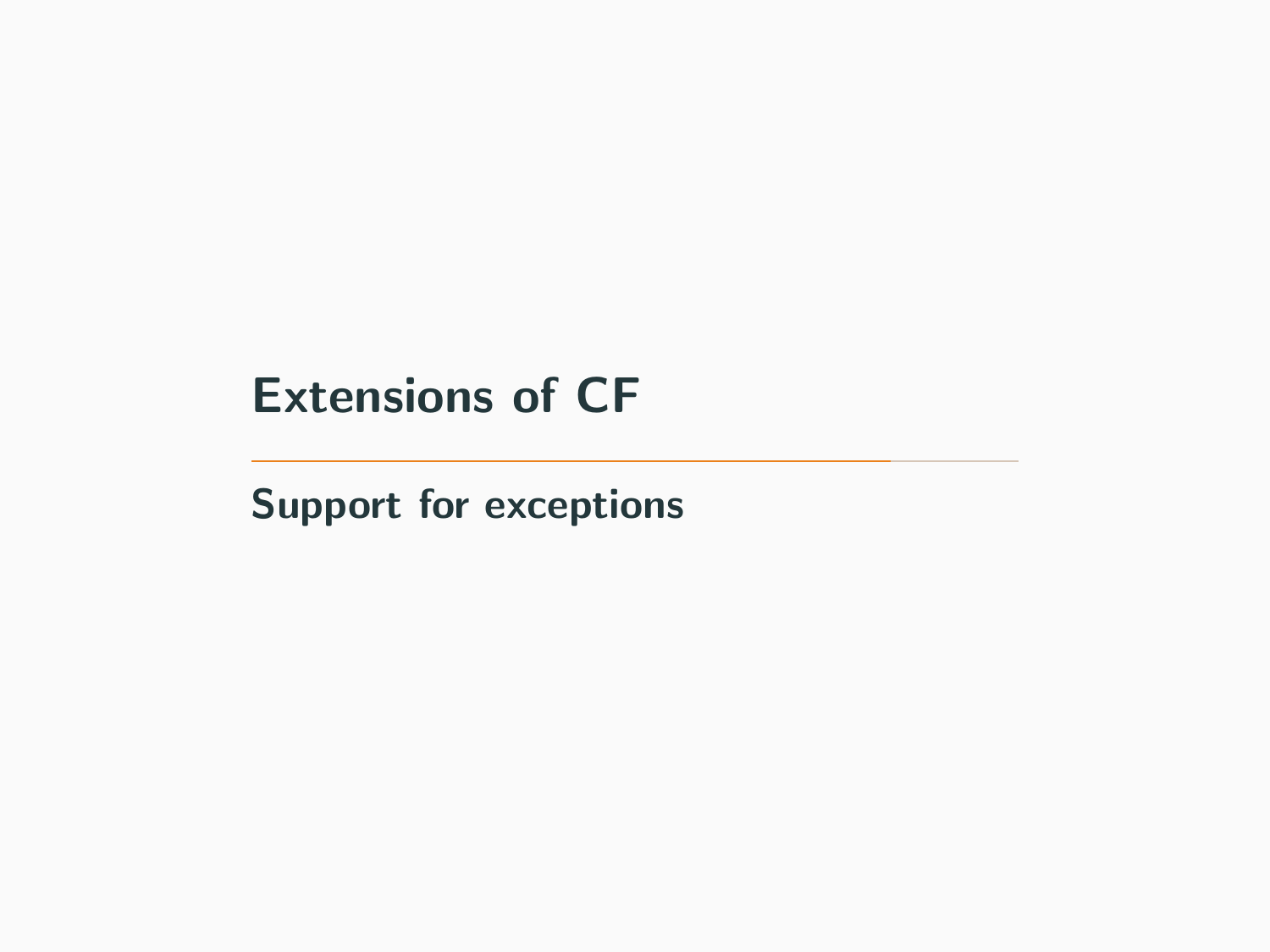# Extensions of CF

## Support for exceptions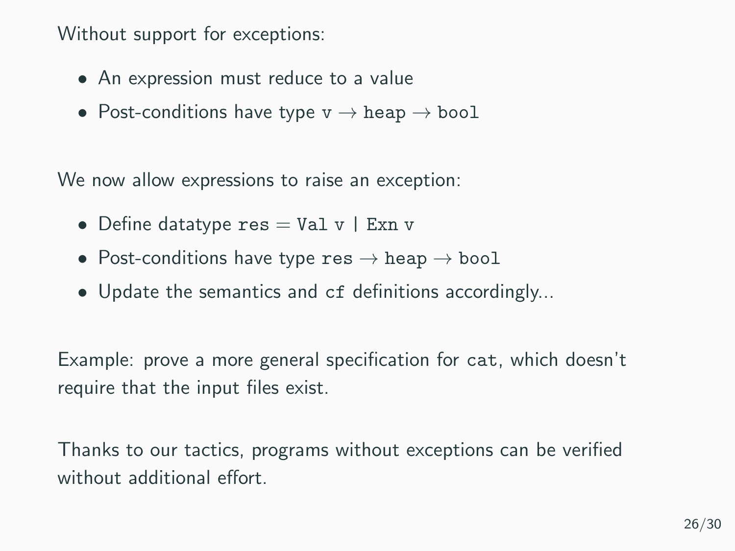Without support for exceptions:

- An expression must reduce to a value
- Post-conditions have type `v` → `heap` → `bool`

We now allow expressions to raise an exception:

- Define datatype `res` = `Val v | Exn v`
- Post-conditions have type `res` → `heap` → `bool`
- Update the semantics and `cf` definitions accordingly...

Example: prove a more general specification for `cat`, which doesn't require that the input files exist.

Thanks to our tactics, programs without exceptions can be verified without additional effort.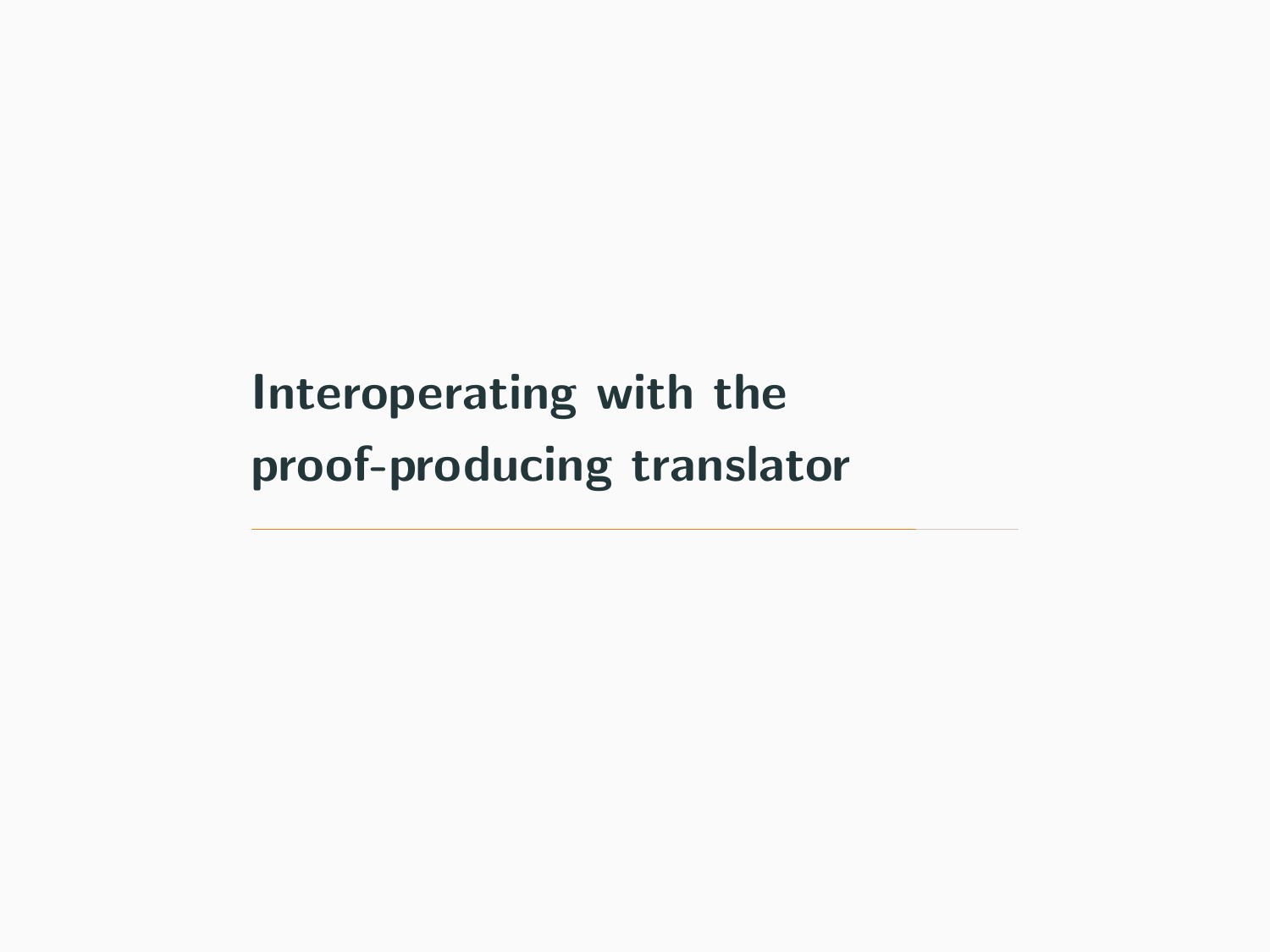# Interoperating with the proof-producing translator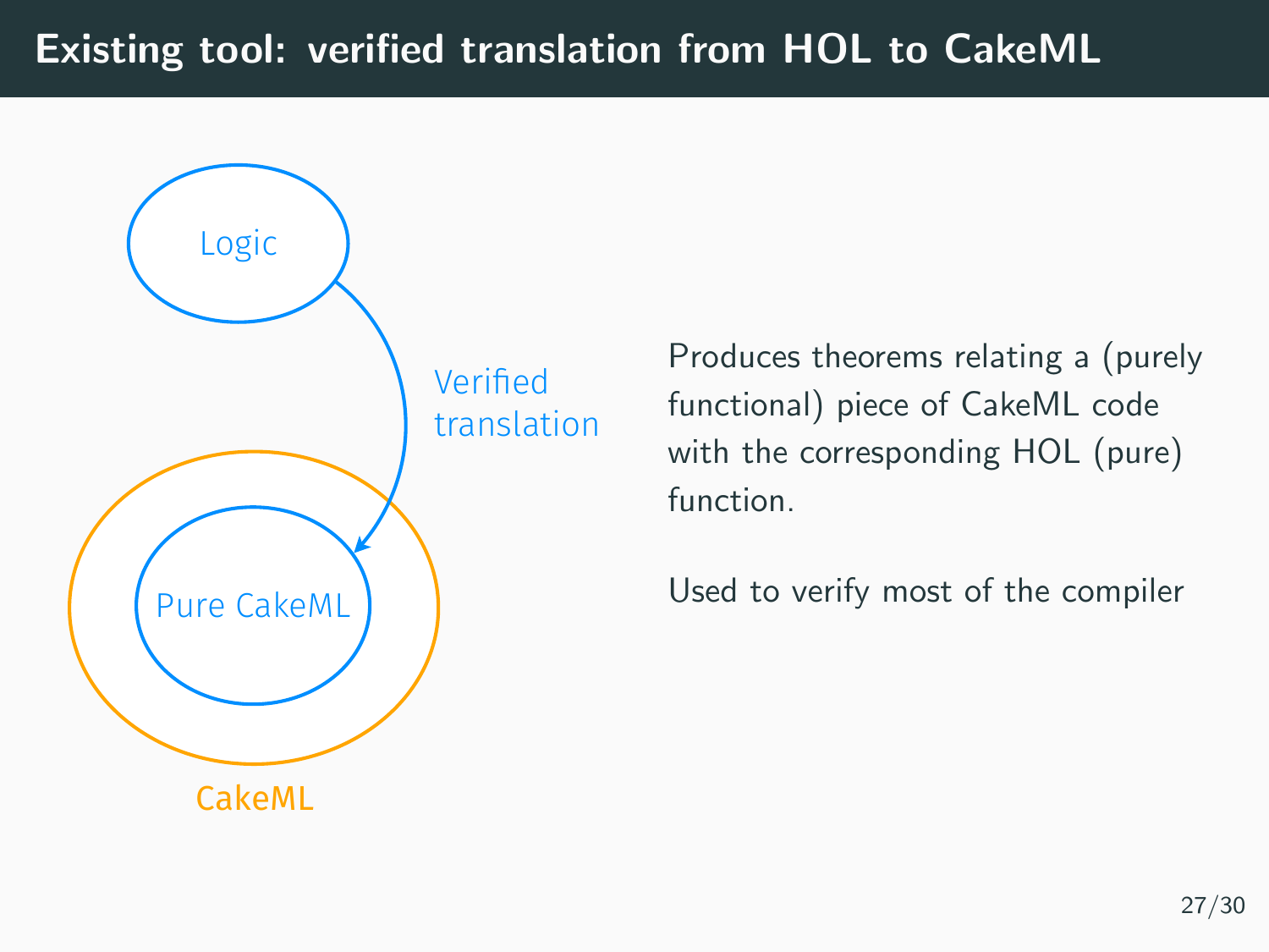# Existing tool: verified translation from HOL to CakeML

Logic

Verified translation

Pure CakeML

CakeML

Produces theorems relating a (purely functional) piece of CakeML code with the corresponding HOL (pure) function.

Used to verify most of the compiler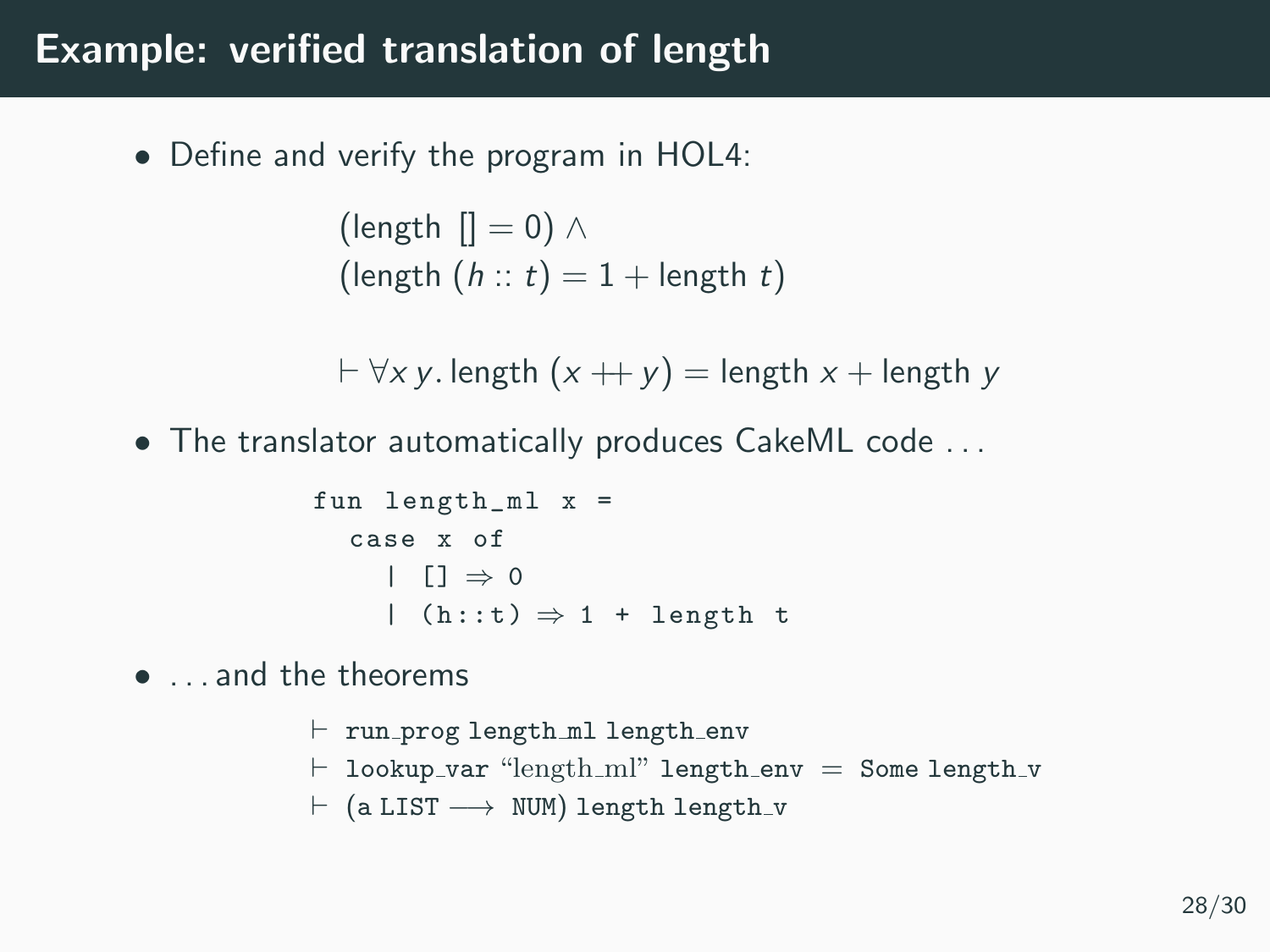# Example: verified translation of length

- Define and verify the program in HOL4:

$$
\begin{array}{l}
(\text{length}\ [\,] = 0) \wedge \\
(\text{length}\ (h :: t) = 1 + \text{length}\ t)
\end{array}
$$

$$\vdash \forall x\, y.\, \text{length}\ (x \mathbin{+\!\!+} y) = \text{length}\ x + \text{length}\ y$$

- The translator automatically produces CakeML code ...

```
fun length_ml x =
  case x of
    | [] ⇒ 0
    | (h::t) ⇒ 1 + length t
```

- ... and the theorems

$\vdash$ `run_prog length_ml length_env`
$\vdash$ `lookup_var` "length_ml" `length_env` = `Some length_v`
$\vdash$ `(a LIST ⟶ NUM) length length_v`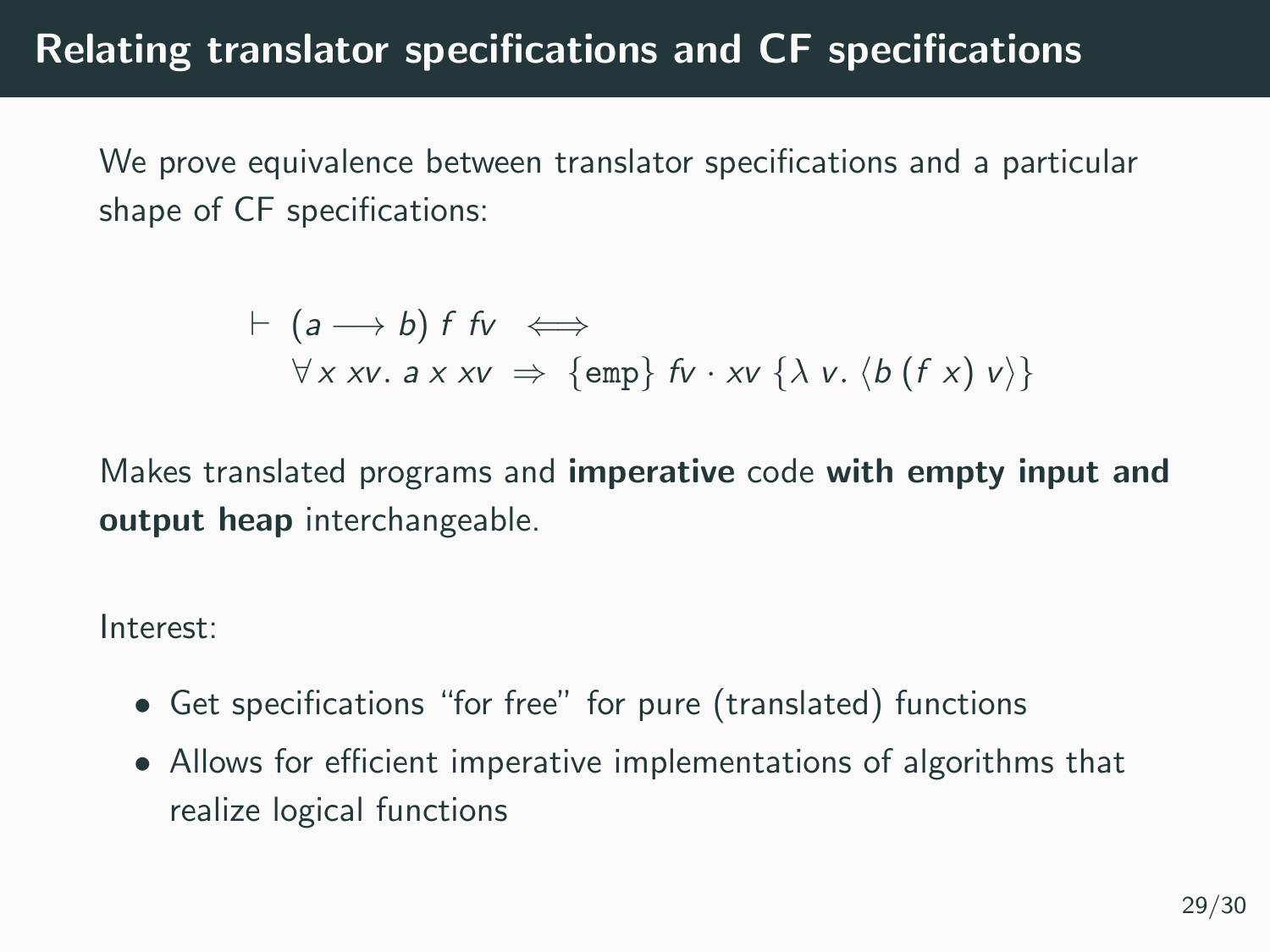## Relating translator specifications and CF specifications

We prove equivalence between translator specifications and a particular shape of CF specifications:

$$\vdash\ (a \longrightarrow b)\ f\ fv \iff \forall\, x\ xv.\ a\ x\ xv\ \Rightarrow\ \{\texttt{emp}\}\ fv \cdot xv\ \{\lambda\, v.\ \langle b\ (f\ x)\ v\rangle\}$$

Makes translated programs and **imperative** code **with empty input and output heap** interchangeable.

Interest:

- Get specifications "for free" for pure (translated) functions
- Allows for efficient imperative implementations of algorithms that realize logical functions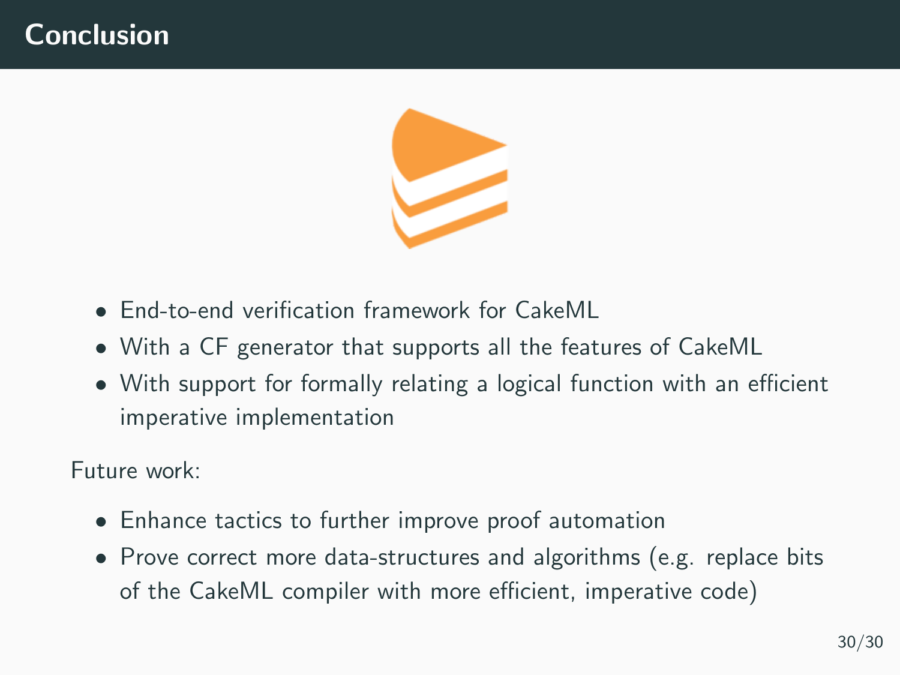# Conclusion

- End-to-end verification framework for CakeML
- With a CF generator that supports all the features of CakeML
- With support for formally relating a logical function with an efficient imperative implementation

Future work:

- Enhance tactics to further improve proof automation
- Prove correct more data-structures and algorithms (e.g. replace bits of the CakeML compiler with more efficient, imperative code)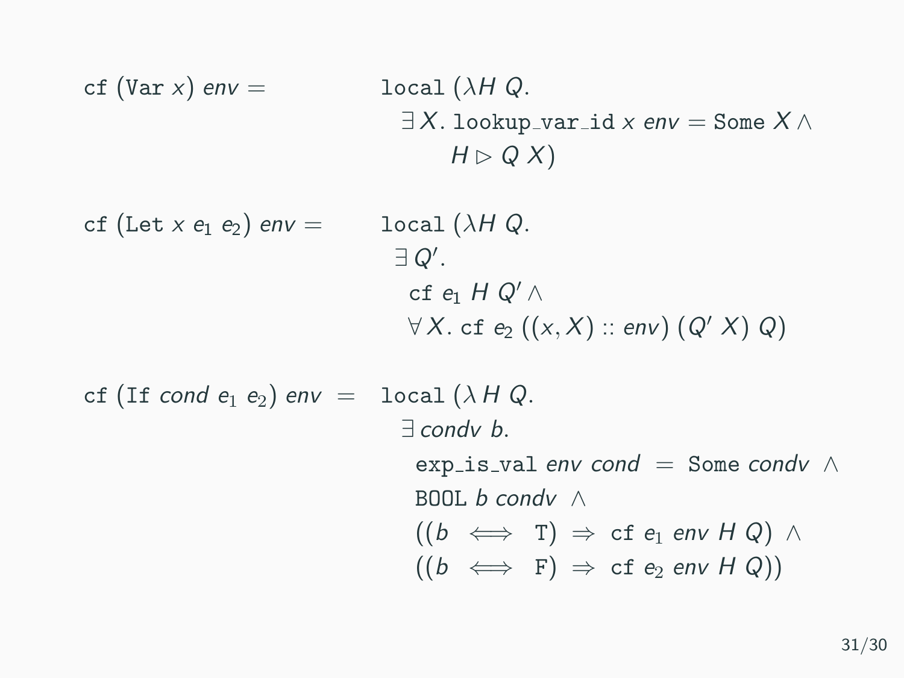$$\texttt{cf}\ (\texttt{Var}\ x)\ \mathit{env} = \quad \texttt{local}\ (\lambda H\ Q.\ \exists X.\ \texttt{lookup\_var\_id}\ x\ \mathit{env} = \texttt{Some}\ X \land H \rhd Q\ X)$$

$$\texttt{cf}\ (\texttt{Let}\ x\ e_1\ e_2)\ \mathit{env} = \quad \texttt{local}\ (\lambda H\ Q.\ \exists Q'.\ \texttt{cf}\ e_1\ H\ Q' \land \forall X.\ \texttt{cf}\ e_2\ ((x, X) :: \mathit{env})\ (Q'\ X)\ Q)$$

$$\begin{aligned}
\texttt{cf}\ (\texttt{If}\ \mathit{cond}\ e_1\ e_2)\ \mathit{env} = \quad & \texttt{local}\ (\lambda H\ Q.\ \exists\, \mathit{condv}\ b. \\
& \quad \texttt{exp\_is\_val}\ \mathit{env}\ \mathit{cond} = \texttt{Some}\ \mathit{condv} \land \\
& \quad \texttt{BOOL}\ b\ \mathit{condv} \land \\
& \quad ((b \iff \texttt{T}) \Rightarrow \texttt{cf}\ e_1\ \mathit{env}\ H\ Q) \land \\
& \quad ((b \iff \texttt{F}) \Rightarrow \texttt{cf}\ e_2\ \mathit{env}\ H\ Q))
\end{aligned}$$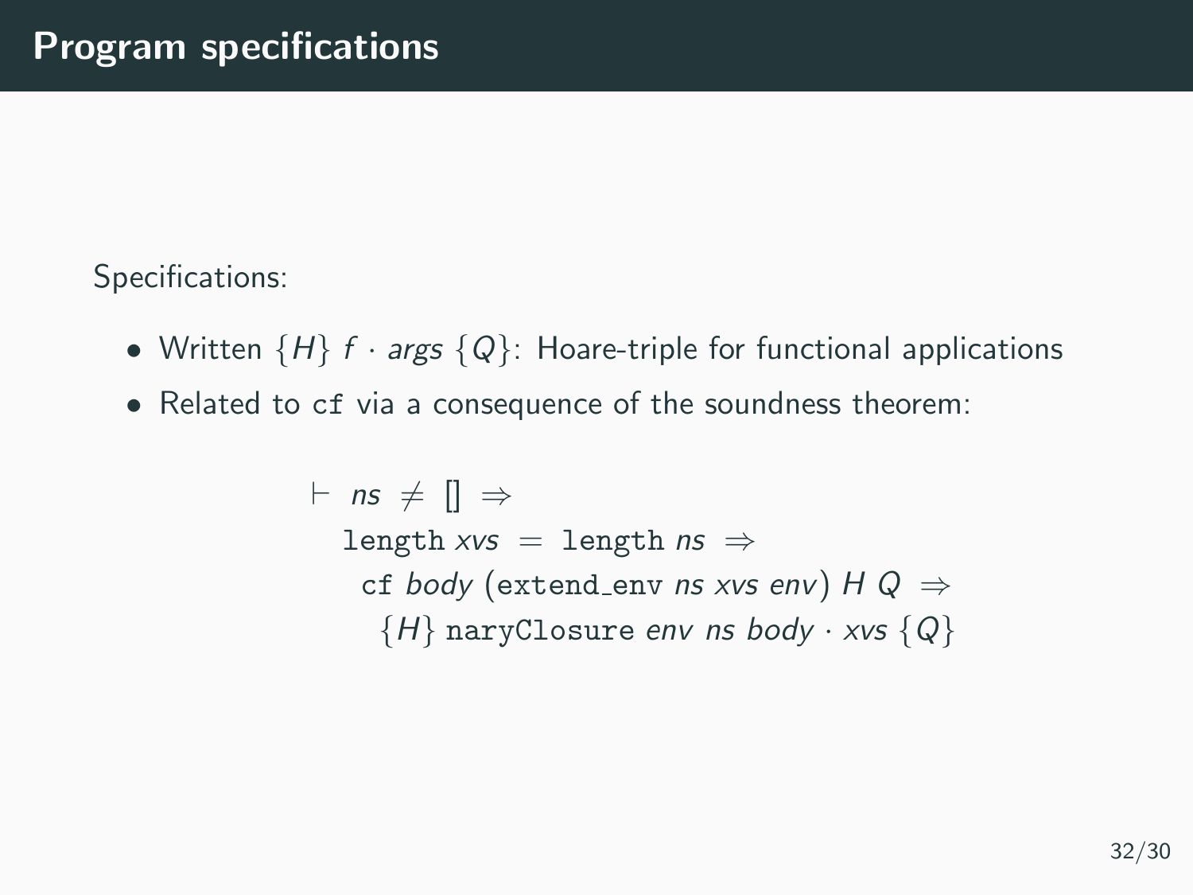# Program specifications

Specifications:

- Written $\{H\}\ f \cdot args\ \{Q\}$: Hoare-triple for functional applications
- Related to `cf` via a consequence of the soundness theorem:

$$
\begin{array}{l}
\vdash\ ns \neq [] \Rightarrow \\
\quad \texttt{length}\ xvs = \texttt{length}\ ns \Rightarrow \\
\quad\quad \texttt{cf}\ body\ (\texttt{extend\_env}\ ns\ xvs\ env)\ H\ Q \Rightarrow \\
\quad\quad\quad \{H\}\ \texttt{naryClosure}\ env\ ns\ body \cdot xvs\ \{Q\}
\end{array}
$$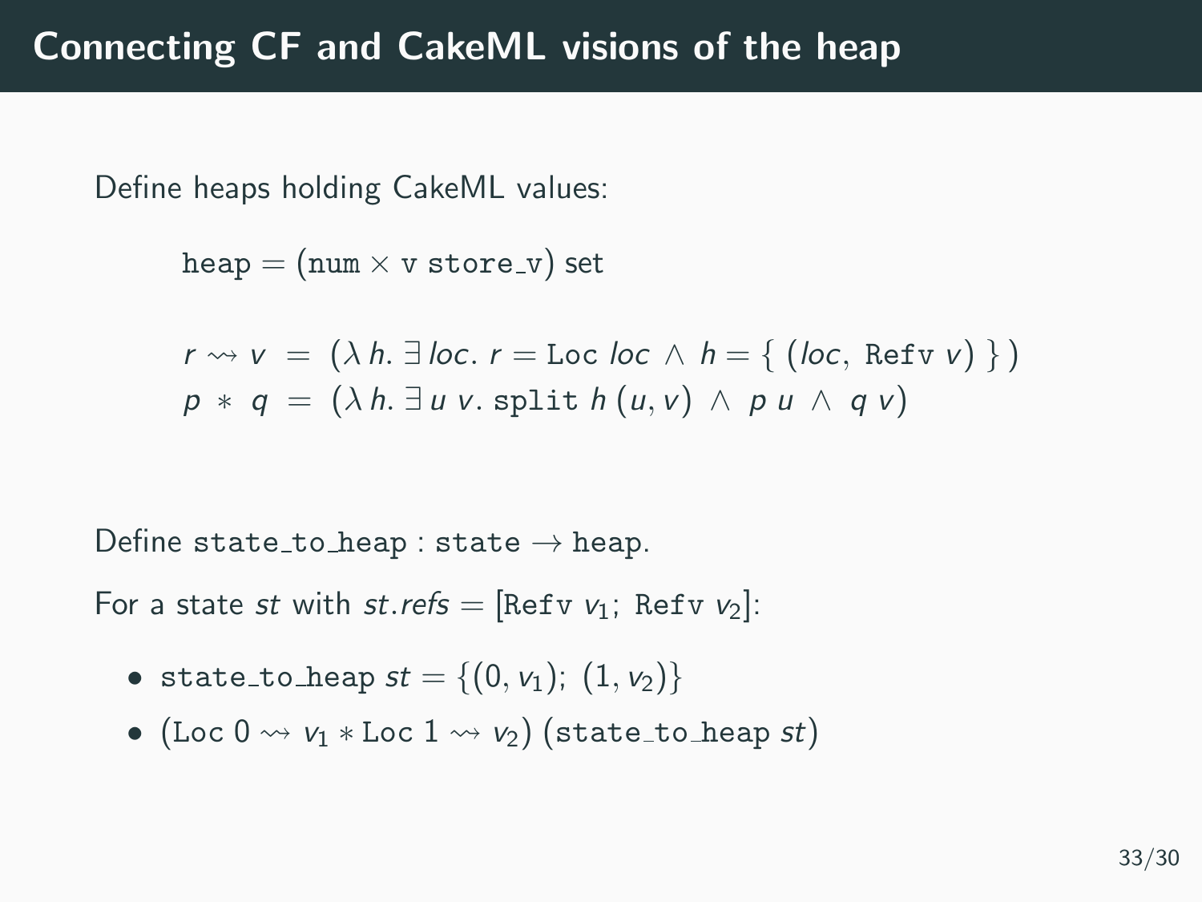# Connecting CF and CakeML visions of the heap

Define heaps holding CakeML values:

$$\texttt{heap} = (\texttt{num} \times \texttt{v store\_v})\ \text{set}$$

$$r \rightsquigarrow v \;=\; (\lambda\, h.\ \exists\, loc.\ r = \text{Loc}\ loc \ \wedge\ h = \{\ (loc,\ \texttt{Refv}\ v)\ \}\,)$$

$$p\ *\ q \;=\; (\lambda\, h.\ \exists\, u\ v.\ \texttt{split}\ h\,(u, v)\ \wedge\ p\ u\ \wedge\ q\ v)$$

Define $\texttt{state\_to\_heap} : \texttt{state} \rightarrow \texttt{heap}$.

For a state $st$ with $st.refs = [\texttt{Refv}\ v_1;\ \texttt{Refv}\ v_2]$:

- $\texttt{state\_to\_heap}\ st = \{(0, v_1);\ (1, v_2)\}$
- $(\text{Loc}\ 0 \rightsquigarrow v_1 * \text{Loc}\ 1 \rightsquigarrow v_2)\ (\texttt{state\_to\_heap}\ st)$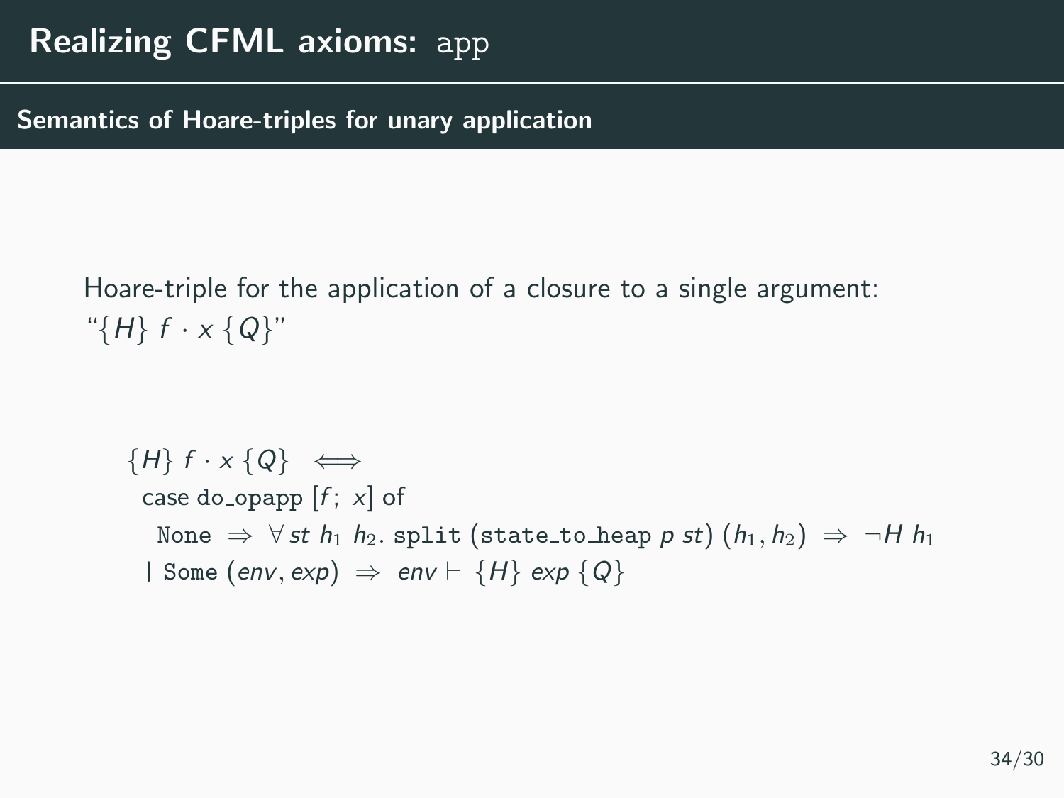# Realizing CFML axioms: `app`

## Semantics of Hoare-triples for unary application

Hoare-triple for the application of a closure to a single argument: "$\{H\}\ f \cdot x\ \{Q\}$"

$$
\begin{array}{l}
\{H\}\ f \cdot x\ \{Q\} \iff \\
\quad \text{case do\_opapp}\ [f;\ x]\ \text{of} \\
\quad\quad \texttt{None} \Rightarrow \forall\, st\ h_1\ h_2.\ \texttt{split}\ (\texttt{state\_to\_heap}\ p\ st)\ (h_1, h_2) \Rightarrow \neg H\ h_1 \\
\quad \mid \texttt{Some}\ (env, exp) \Rightarrow env \vdash \{H\}\ exp\ \{Q\}
\end{array}
$$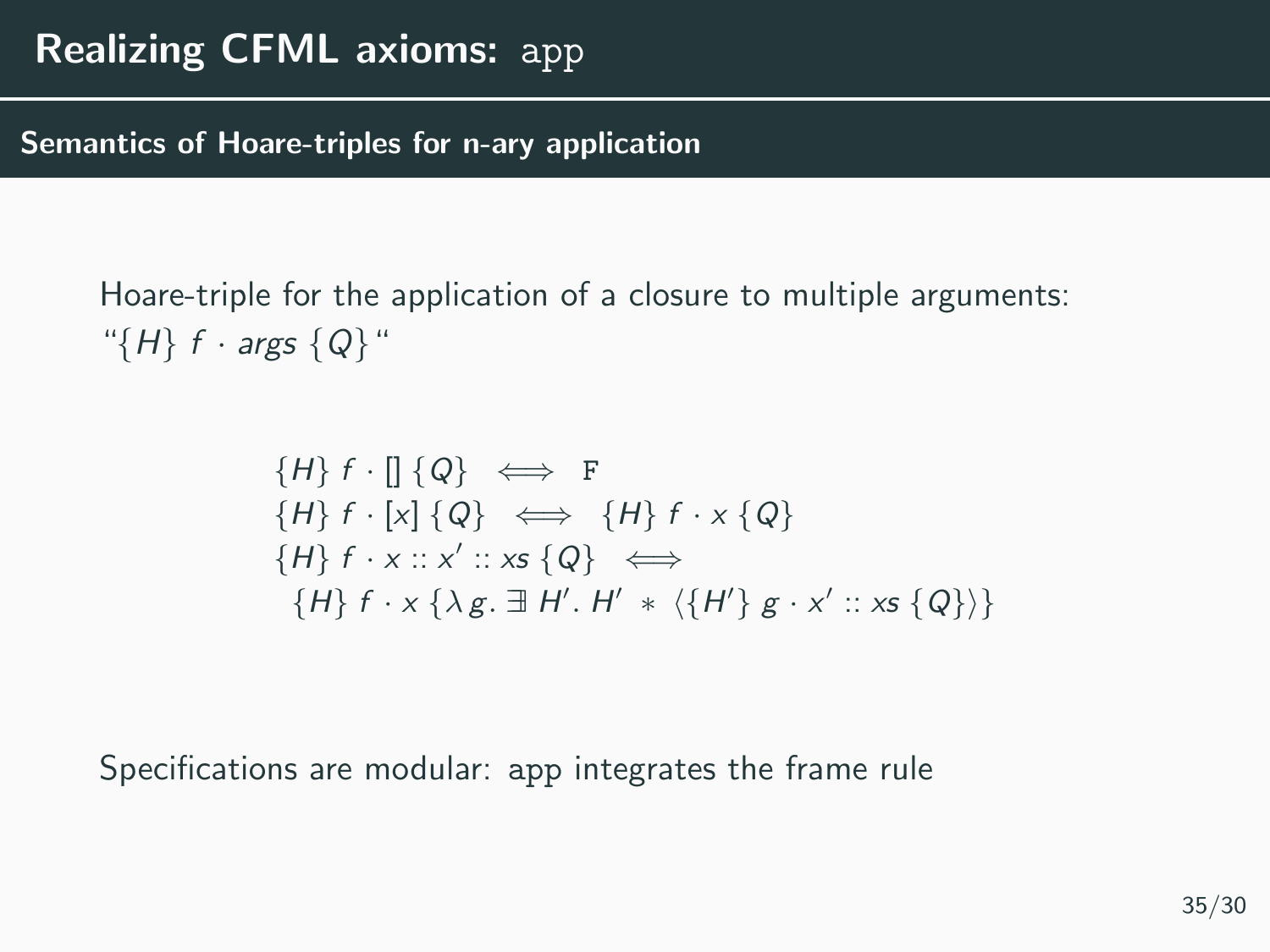# Realizing CFML axioms: app

## Semantics of Hoare-triples for n-ary application

Hoare-triple for the application of a closure to multiple arguments: "$\{H\}\ f \cdot args\ \{Q\}$"

$$
\begin{array}{l}
\{H\}\ f \cdot []\ \{Q\} \iff \texttt{F} \\
\{H\}\ f \cdot [x]\ \{Q\} \iff \{H\}\ f \cdot x\ \{Q\} \\
\{H\}\ f \cdot x :: x' :: xs\ \{Q\} \iff \\
\quad \{H\}\ f \cdot x\ \{\lambda\, g.\ \exists\, H'.\ H' \ * \ \langle \{H'\}\ g \cdot x' :: xs\ \{Q\} \rangle\}
\end{array}
$$

Specifications are modular: app integrates the frame rule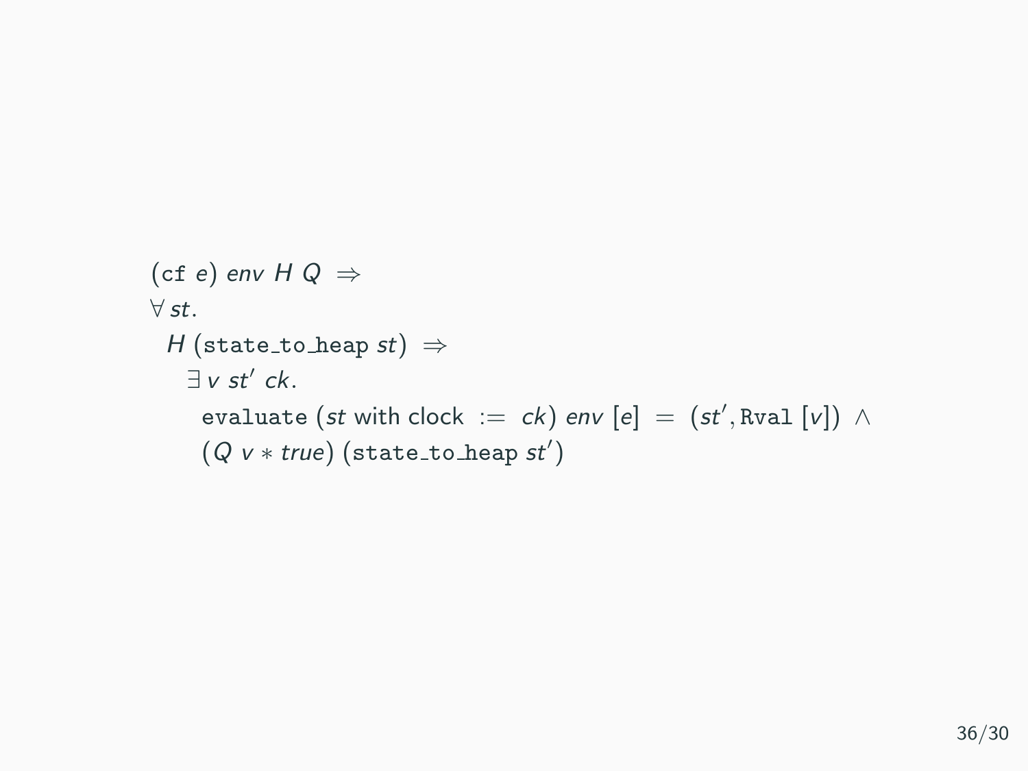$$
\begin{array}{l}
(\texttt{cf}\ e)\ \mathit{env}\ H\ Q\ \Rightarrow \\
\forall\, \mathit{st}. \\
\quad H\ (\texttt{state\_to\_heap}\ \mathit{st})\ \Rightarrow \\
\quad\quad \exists\, v\ \mathit{st}'\ \mathit{ck}. \\
\quad\quad\quad \texttt{evaluate}\ (\mathit{st}\ \text{with clock}\ :=\ \mathit{ck})\ \mathit{env}\ [e]\ =\ (\mathit{st}', \texttt{Rval}\ [v])\ \wedge \\
\quad\quad\quad (Q\ v * \mathit{true})\ (\texttt{state\_to\_heap}\ \mathit{st}')
\end{array}
$$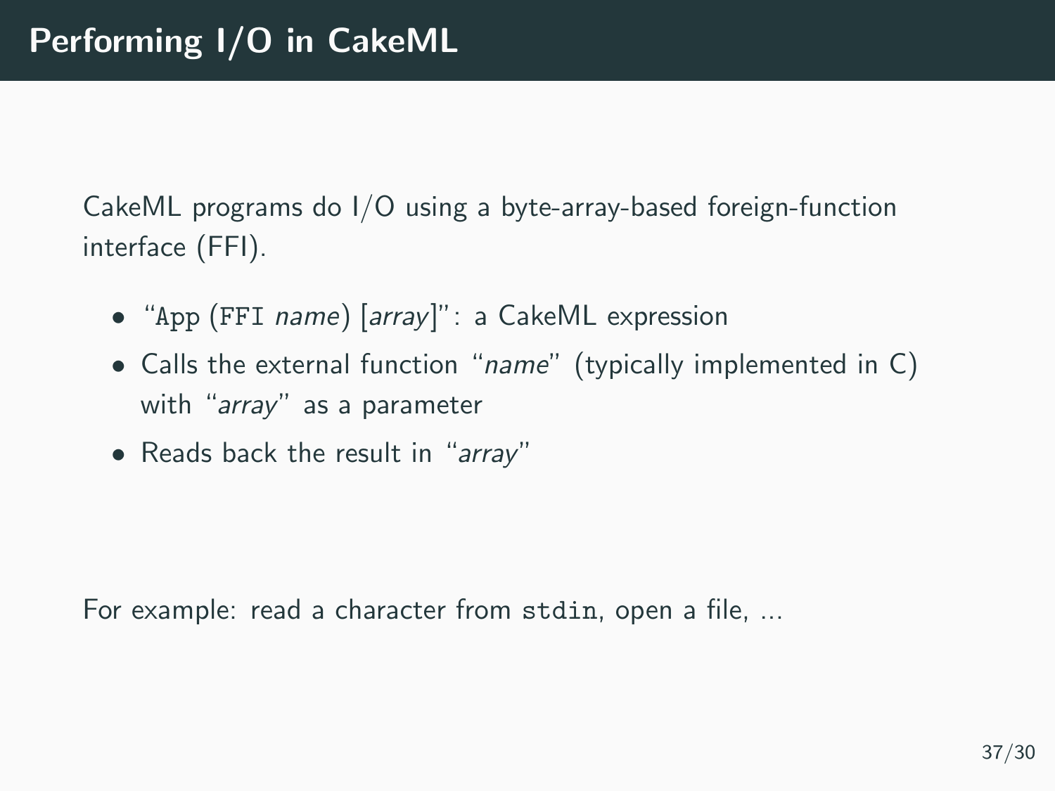# Performing I/O in CakeML

CakeML programs do I/O using a byte-array-based foreign-function interface (FFI).

- "`App` (`FFI` *name*) [*array*]": a CakeML expression
- Calls the external function "*name*" (typically implemented in C) with "*array*" as a parameter
- Reads back the result in "*array*"

For example: read a character from `stdin`, open a file, ...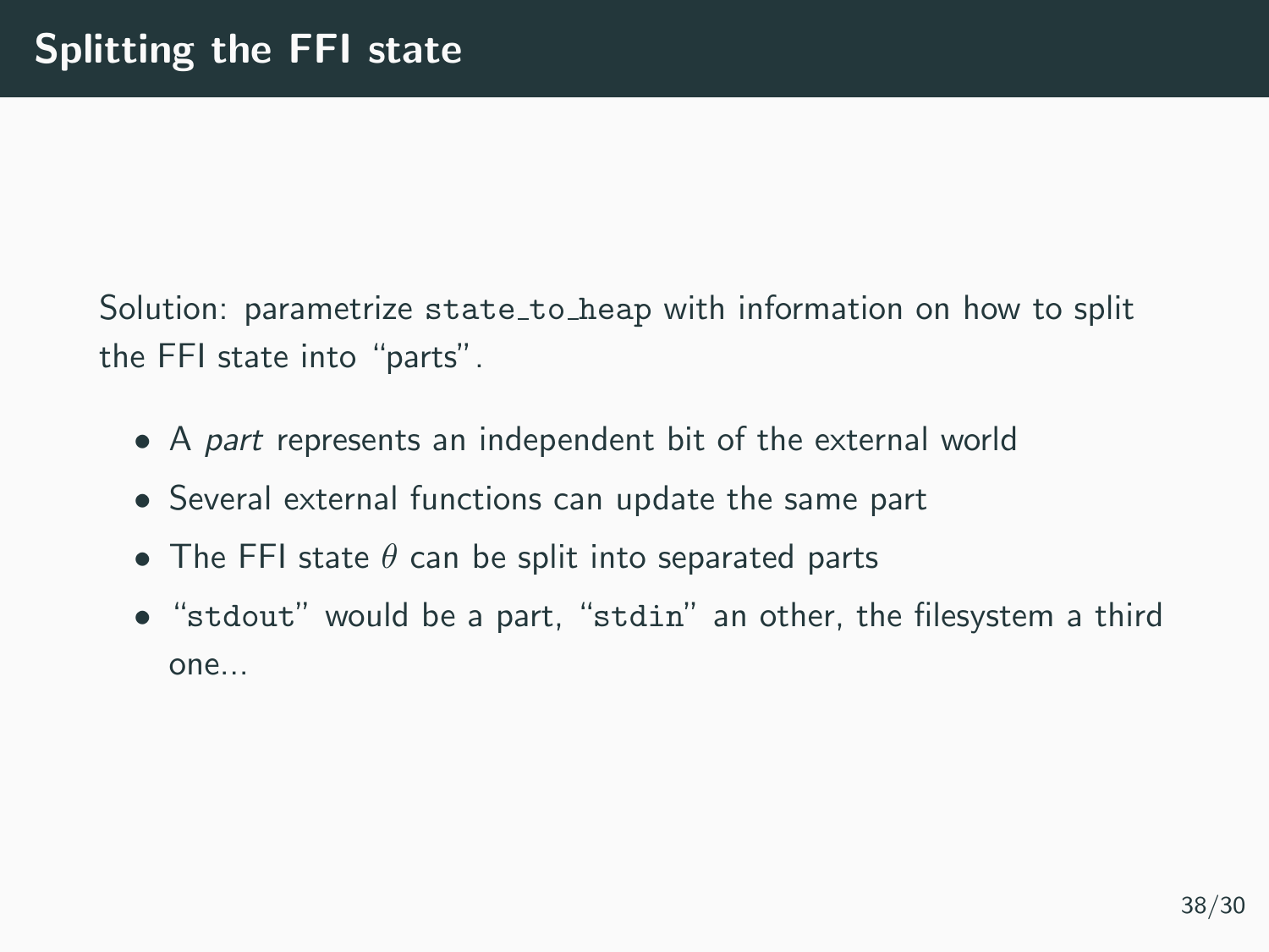# Splitting the FFI state

Solution: parametrize `state_to_heap` with information on how to split the FFI state into “parts”.

- A *part* represents an independent bit of the external world
- Several external functions can update the same part
- The FFI state $\theta$ can be split into separated parts
- “`stdout`” would be a part, “`stdin`” an other, the filesystem a third one...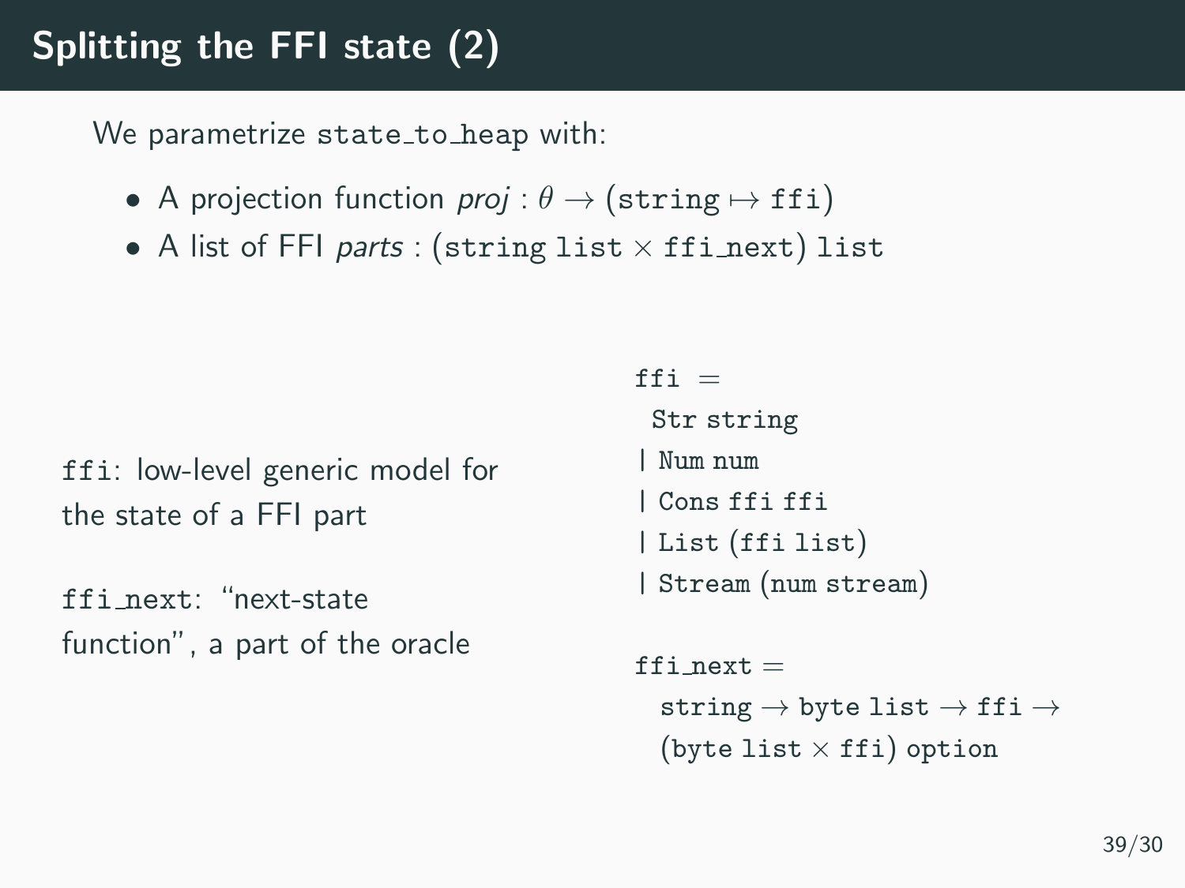# Splitting the FFI state (2)

We parametrize `state_to_heap` with:

- A projection function *proj* : $\theta \rightarrow$ (`string` $\mapsto$ `ffi`)
- A list of FFI *parts* : (`string list` $\times$ `ffi_next`) `list`

`ffi`: low-level generic model for the state of a FFI part

`ffi_next`: "next-state function", a part of the oracle

```
ffi =
   Str string
 | Num num
 | Cons ffi ffi
 | List (ffi list)
 | Stream (num stream)

ffi_next =
   string → byte list → ffi →
   (byte list × ffi) option
```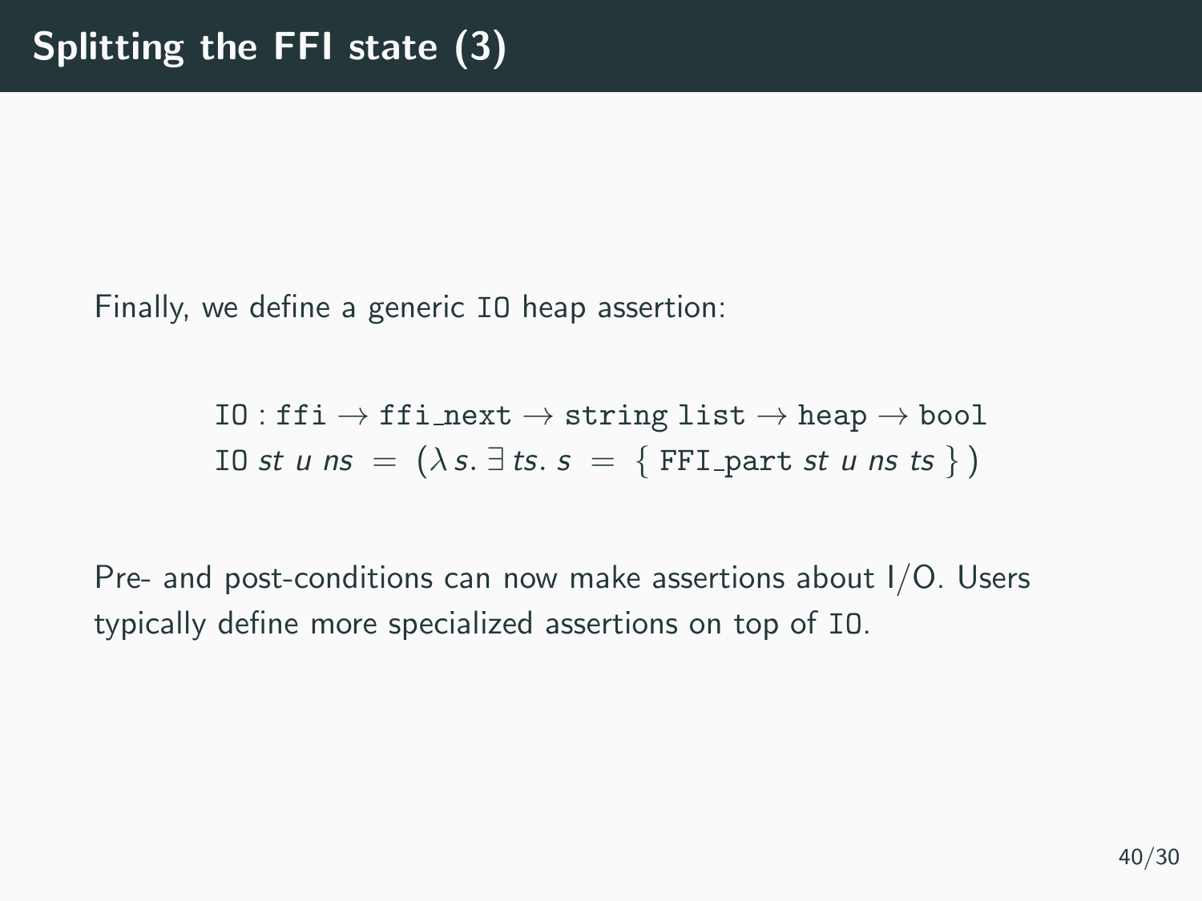# Splitting the FFI state (3)

Finally, we define a generic IO heap assertion:

$$\texttt{IO} : \texttt{ffi} \rightarrow \texttt{ffi\_next} \rightarrow \texttt{string list} \rightarrow \texttt{heap} \rightarrow \texttt{bool}$$
$$\texttt{IO}\ \mathit{st}\ u\ \mathit{ns}\ =\ (\lambda\, s.\ \exists\, \mathit{ts}.\ s\ =\ \{\ \texttt{FFI\_part}\ \mathit{st}\ u\ \mathit{ns}\ \mathit{ts}\ \})$$

Pre- and post-conditions can now make assertions about I/O. Users typically define more specialized assertions on top of IO.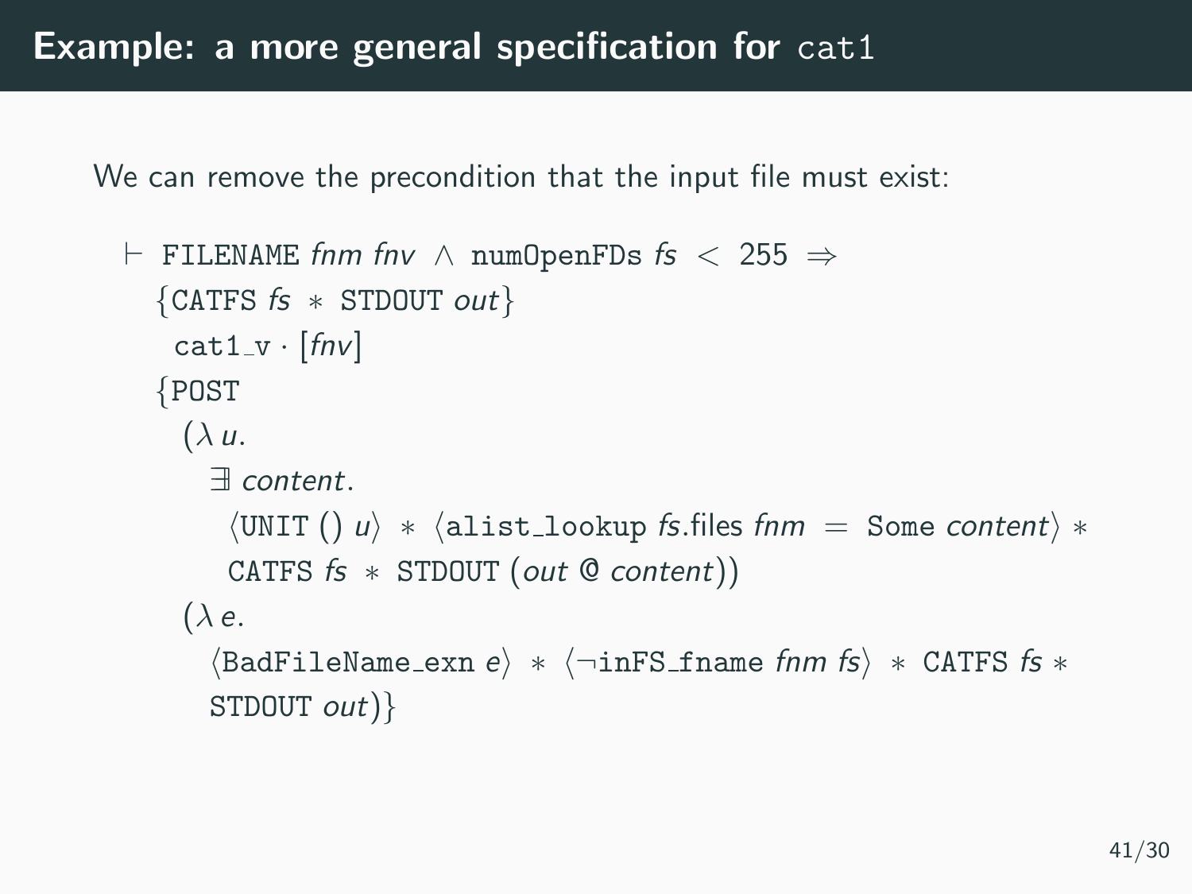## Example: a more general specification for `cat1`

We can remove the precondition that the input file must exist:

$$
\begin{array}{l}
\vdash \ \mathtt{FILENAME}\ \mathit{fnm}\ \mathit{fnv}\ \wedge\ \mathtt{numOpenFDs}\ \mathit{fs}\ <\ 255\ \Rightarrow \\
\quad \{\mathtt{CATFS}\ \mathit{fs}\ *\ \mathtt{STDOUT}\ \mathit{out}\} \\
\quad\ \ \mathtt{cat1\_v}\cdot[\mathit{fnv}] \\
\quad \{\mathtt{POST} \\
\qquad (\lambda\, u. \\
\qquad\quad \exists\, \mathit{content}. \\
\qquad\qquad \langle \mathtt{UNIT}\ ()\ u\rangle\ *\ \langle \mathtt{alist\_lookup}\ \mathit{fs}.\mathrm{files}\ \mathit{fnm}\ =\ \mathtt{Some}\ \mathit{content}\rangle\ * \\
\qquad\qquad \mathtt{CATFS}\ \mathit{fs}\ *\ \mathtt{STDOUT}\ (\mathit{out}\ @\ \mathit{content})) \\
\qquad (\lambda\, e. \\
\qquad\quad \langle \mathtt{BadFileName\_exn}\ e\rangle\ *\ \langle \neg\mathtt{inFS\_fname}\ \mathit{fnm}\ \mathit{fs}\rangle\ *\ \mathtt{CATFS}\ \mathit{fs}\ * \\
\qquad\quad \mathtt{STDOUT}\ \mathit{out})\}
\end{array}
$$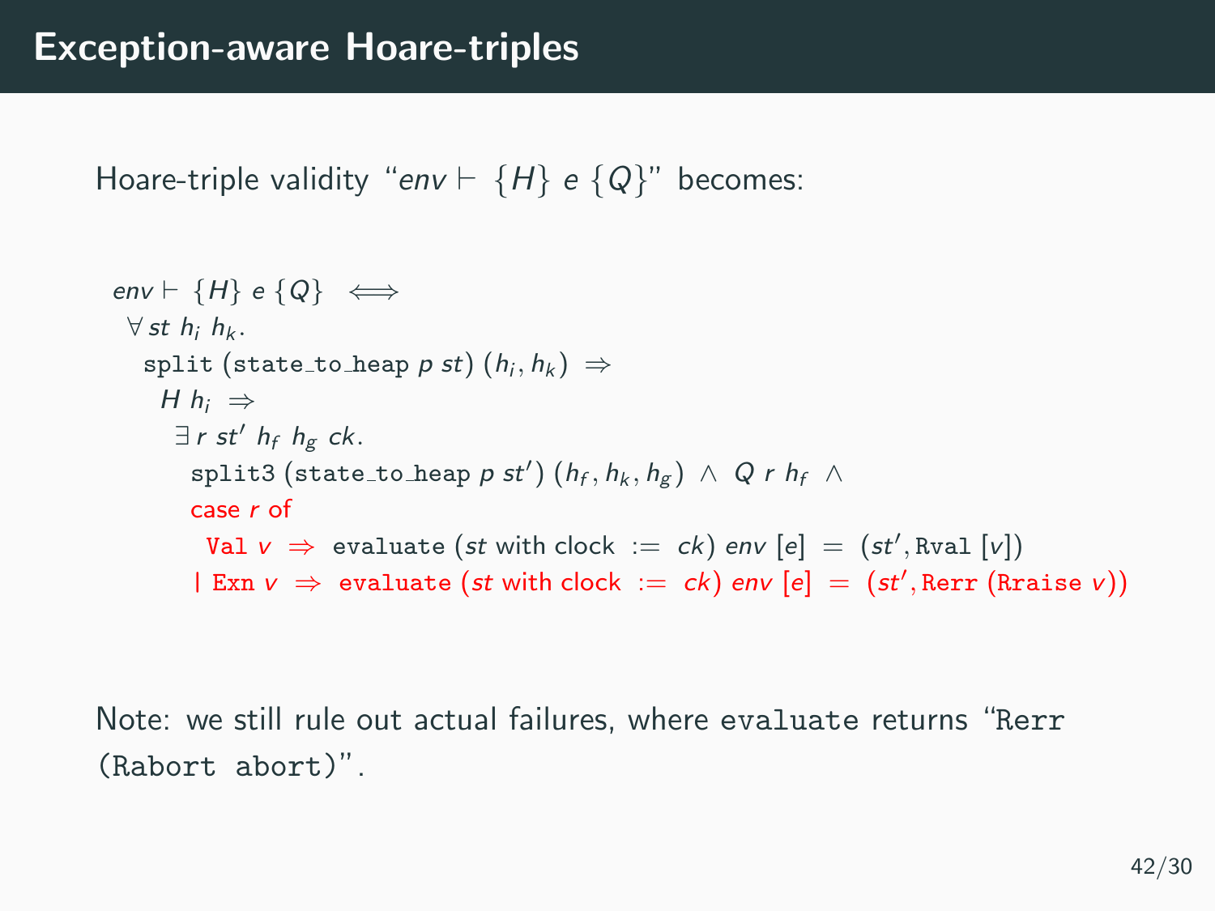# Exception-aware Hoare-triples

Hoare-triple validity “$env \vdash \{H\}\ e\ \{Q\}$” becomes:

$$
\begin{array}{l}
env \vdash \{H\}\ e\ \{Q\} \iff \\
\quad \forall\, st\ h_i\ h_k. \\
\quad\quad \texttt{split}\ (\texttt{state\_to\_heap}\ p\ st)\ (h_i, h_k) \Rightarrow \\
\quad\quad\quad H\ h_i \Rightarrow \\
\quad\quad\quad\quad \exists\, r\ st'\ h_f\ h_g\ ck. \\
\quad\quad\quad\quad\quad \texttt{split3}\ (\texttt{state\_to\_heap}\ p\ st')\ (h_f, h_k, h_g) \wedge Q\ r\ h_f \wedge \\
\quad\quad\quad\quad\quad \textsf{case}\ r\ \textsf{of} \\
\quad\quad\quad\quad\quad\quad \texttt{Val}\ v \Rightarrow \texttt{evaluate}\ (st\ \textsf{with clock} := ck)\ env\ [e] = (st', \texttt{Rval}\ [v]) \\
\quad\quad\quad\quad\quad \mid \texttt{Exn}\ v \Rightarrow \texttt{evaluate}\ (st\ \textsf{with clock} := ck)\ env\ [e] = (st', \texttt{Rerr}\ (\texttt{Rraise}\ v))
\end{array}
$$

Note: we still rule out actual failures, where `evaluate` returns “`Rerr (Rabort abort)`”.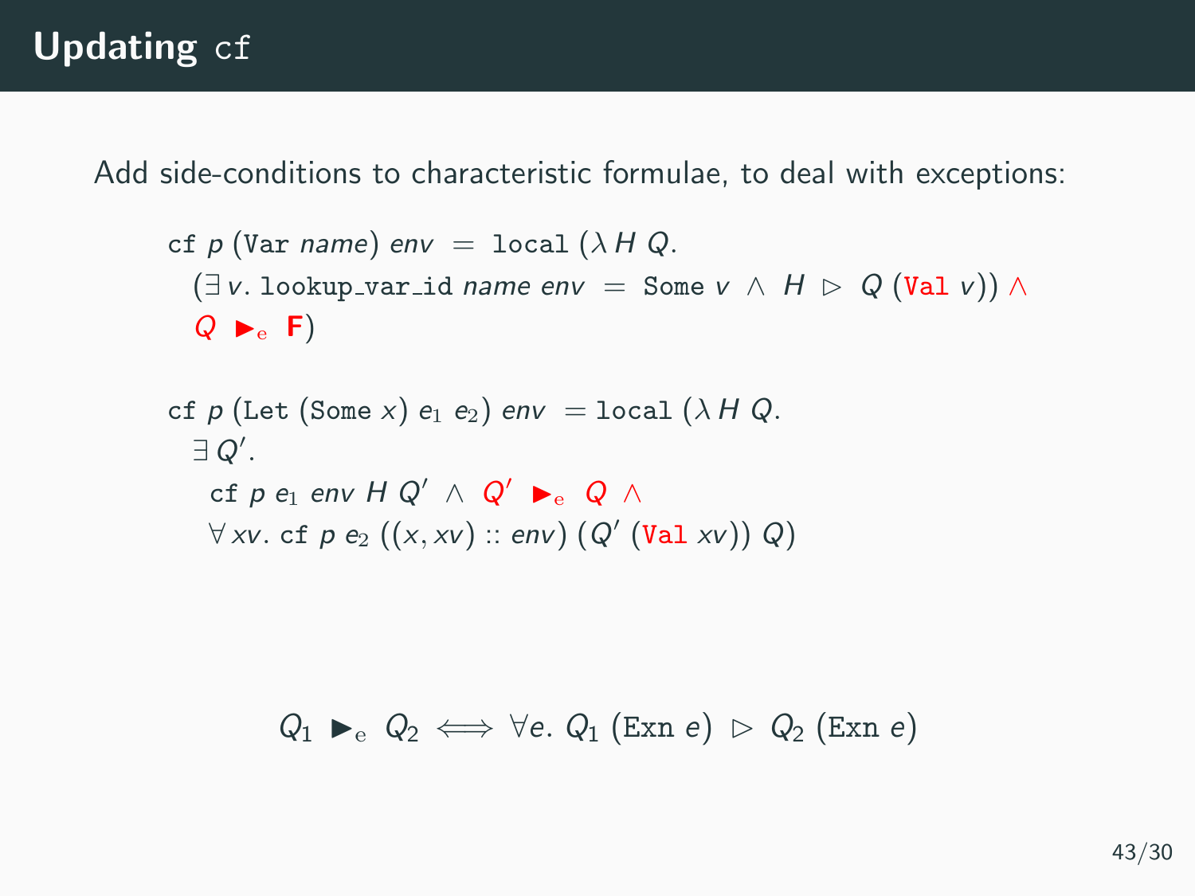# Updating cf

Add side-conditions to characteristic formulae, to deal with exceptions:

$$
\begin{array}{l}
\texttt{cf}\ p\ (\texttt{Var}\ \mathit{name})\ \mathit{env}\ =\ \texttt{local}\ (\lambda\, H\ Q.\\
\quad (\exists\, v.\ \texttt{lookup\_var\_id}\ \mathit{name}\ \mathit{env}\ =\ \texttt{Some}\ v\ \wedge\ H\ \rhd\ Q\ (\texttt{Val}\ v))\ \wedge\\
\quad Q\ \blacktriangleright_{\mathrm{e}}\ \mathbf{F})
\end{array}
$$

$$
\begin{array}{l}
\texttt{cf}\ p\ (\texttt{Let}\ (\texttt{Some}\ x)\ e_1\ e_2)\ \mathit{env}\ =\ \texttt{local}\ (\lambda\, H\ Q.\\
\quad \exists\, Q'.\\
\qquad \texttt{cf}\ p\ e_1\ \mathit{env}\ H\ Q'\ \wedge\ Q'\ \blacktriangleright_{\mathrm{e}}\ Q\ \wedge\\
\qquad \forall\, xv.\ \texttt{cf}\ p\ e_2\ ((x, xv) :: \mathit{env})\ (Q'\ (\texttt{Val}\ xv))\ Q)
\end{array}
$$

$$
Q_1\ \blacktriangleright_{\mathrm{e}}\ Q_2 \iff \forall e.\ Q_1\ (\texttt{Exn}\ e)\ \rhd\ Q_2\ (\texttt{Exn}\ e)
$$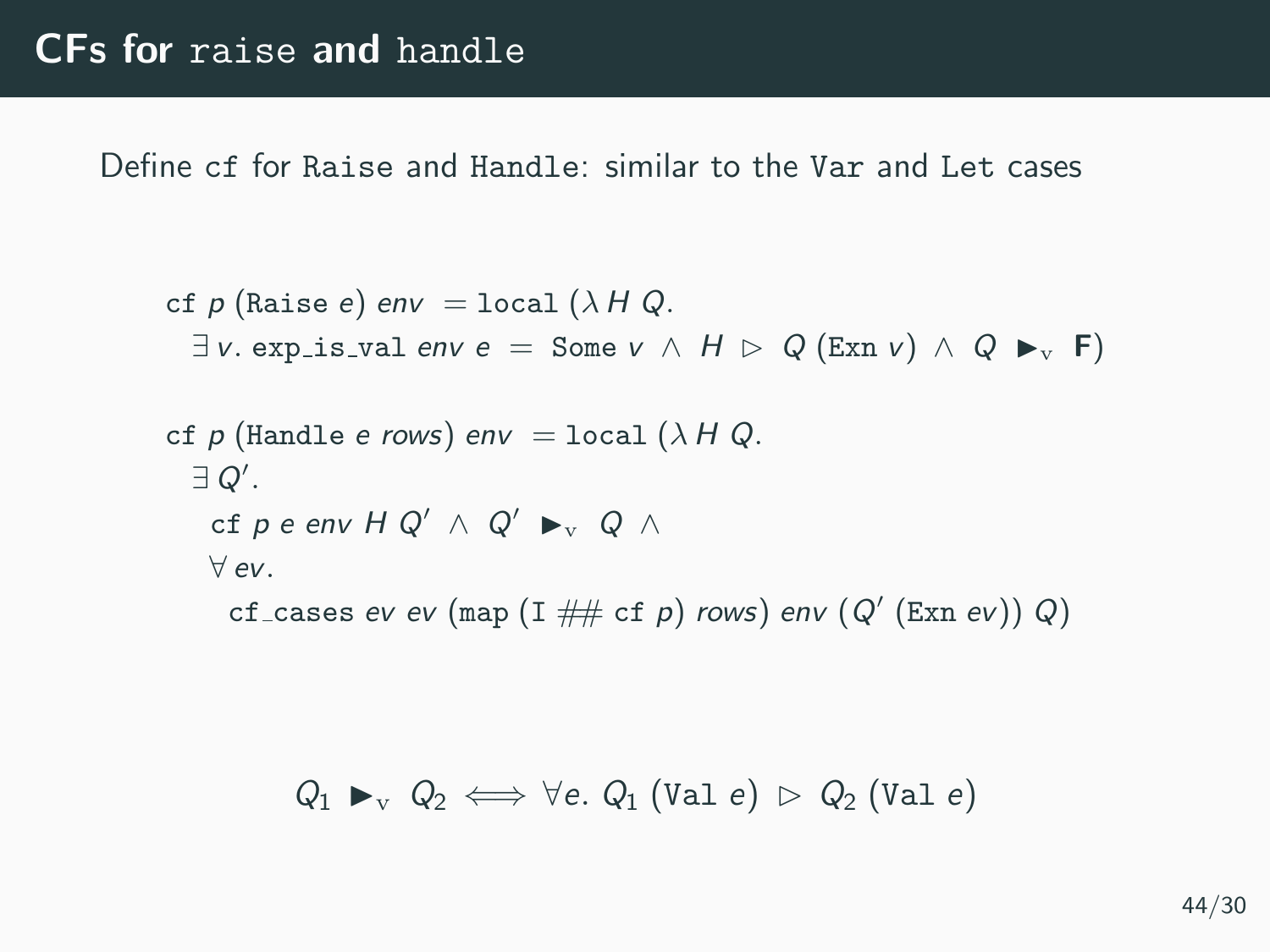# CFs for `raise` and `handle`

Define `cf` for `Raise` and `Handle`: similar to the `Var` and `Let` cases

$$
\begin{array}{l}
\texttt{cf}\ p\ (\texttt{Raise}\ e)\ env\ = \texttt{local}\ (\lambda\, H\, Q. \\
\quad \exists\, v.\ \texttt{exp\_is\_val}\ env\ e\ =\ \texttt{Some}\ v\ \wedge\ H\ \triangleright\ Q\ (\texttt{Exn}\ v)\ \wedge\ Q\ \blacktriangleright_{\mathrm{v}}\ \mathbf{F})
\end{array}
$$

$$
\begin{array}{l}
\texttt{cf}\ p\ (\texttt{Handle}\ e\ rows)\ env\ = \texttt{local}\ (\lambda\, H\, Q. \\
\quad \exists\, Q'. \\
\qquad \texttt{cf}\ p\ e\ env\ H\ Q'\ \wedge\ Q'\ \blacktriangleright_{\mathrm{v}}\ Q\ \wedge \\
\qquad \forall\, ev. \\
\qquad\quad \texttt{cf\_cases}\ ev\ ev\ (\texttt{map}\ (\texttt{I}\ \#\#\ \texttt{cf}\ p)\ rows)\ env\ (Q'\ (\texttt{Exn}\ ev))\ Q)
\end{array}
$$

$$
Q_1\ \blacktriangleright_{\mathrm{v}}\ Q_2 \iff \forall e.\ Q_1\ (\texttt{Val}\ e)\ \triangleright\ Q_2\ (\texttt{Val}\ e)
$$